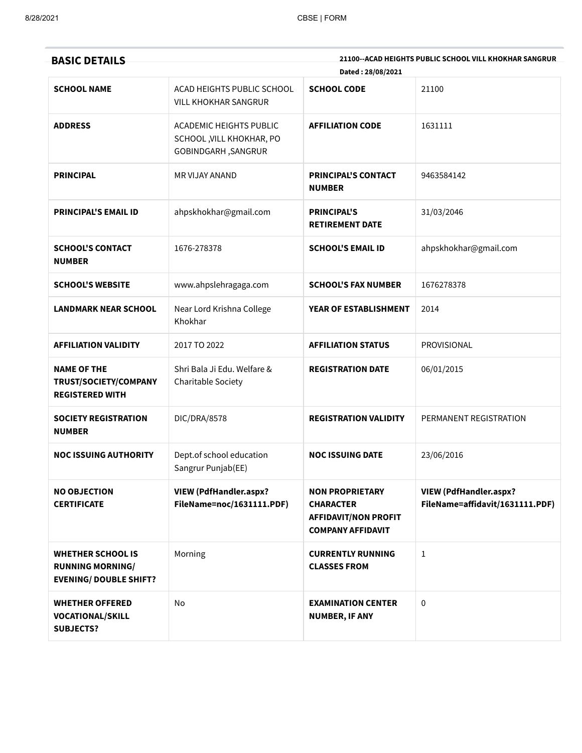## BASIC DETAILS

**21100--ACAD HEIGHTS PUBLIC SCHOOL VILL KHOKHAR SANGRUR**

**Dated : 28/08/2021**

| | | | |
|---|---|---|---|
| **SCHOOL NAME** | ACAD HEIGHTS PUBLIC SCHOOL VILL KHOKHAR SANGRUR | **SCHOOL CODE** | 21100 |
| **ADDRESS** | ACADEMIC HEIGHTS PUBLIC SCHOOL ,VILL KHOKHAR, PO GOBINDGARH ,SANGRUR | **AFFILIATION CODE** | 1631111 |
| **PRINCIPAL** | MR VIJAY ANAND | **PRINCIPAL'S CONTACT NUMBER** | 9463584142 |
| **PRINCIPAL'S EMAIL ID** | ahpskhokhar@gmail.com | **PRINCIPAL'S RETIREMENT DATE** | 31/03/2046 |
| **SCHOOL'S CONTACT NUMBER** | 1676-278378 | **SCHOOL'S EMAIL ID** | ahpskhokhar@gmail.com |
| **SCHOOL'S WEBSITE** | www.ahpslehragaga.com | **SCHOOL'S FAX NUMBER** | 1676278378 |
| **LANDMARK NEAR SCHOOL** | Near Lord Krishna College Khokhar | **YEAR OF ESTABLISHMENT** | 2014 |
| **AFFILIATION VALIDITY** | 2017 TO 2022 | **AFFILIATION STATUS** | PROVISIONAL |
| **NAME OF THE TRUST/SOCIETY/COMPANY REGISTERED WITH** | Shri Bala Ji Edu. Welfare & Charitable Society | **REGISTRATION DATE** | 06/01/2015 |
| **SOCIETY REGISTRATION NUMBER** | DIC/DRA/8578 | **REGISTRATION VALIDITY** | PERMANENT REGISTRATION |
| **NOC ISSUING AUTHORITY** | Dept.of school education Sangrur Punjab(EE) | **NOC ISSUING DATE** | 23/06/2016 |
| **NO OBJECTION CERTIFICATE** | **VIEW (PdfHandler.aspx?FileName=noc/1631111.PDF)** | **NON PROPRIETARY CHARACTER AFFIDAVIT/NON PROFIT COMPANY AFFIDAVIT** | **VIEW (PdfHandler.aspx?FileName=affidavit/1631111.PDF)** |
| **WHETHER SCHOOL IS RUNNING MORNING/ EVENING/ DOUBLE SHIFT?** | Morning | **CURRENTLY RUNNING CLASSES FROM** | 1 |
| **WHETHER OFFERED VOCATIONAL/SKILL SUBJECTS?** | No | **EXAMINATION CENTER NUMBER, IF ANY** | 0 |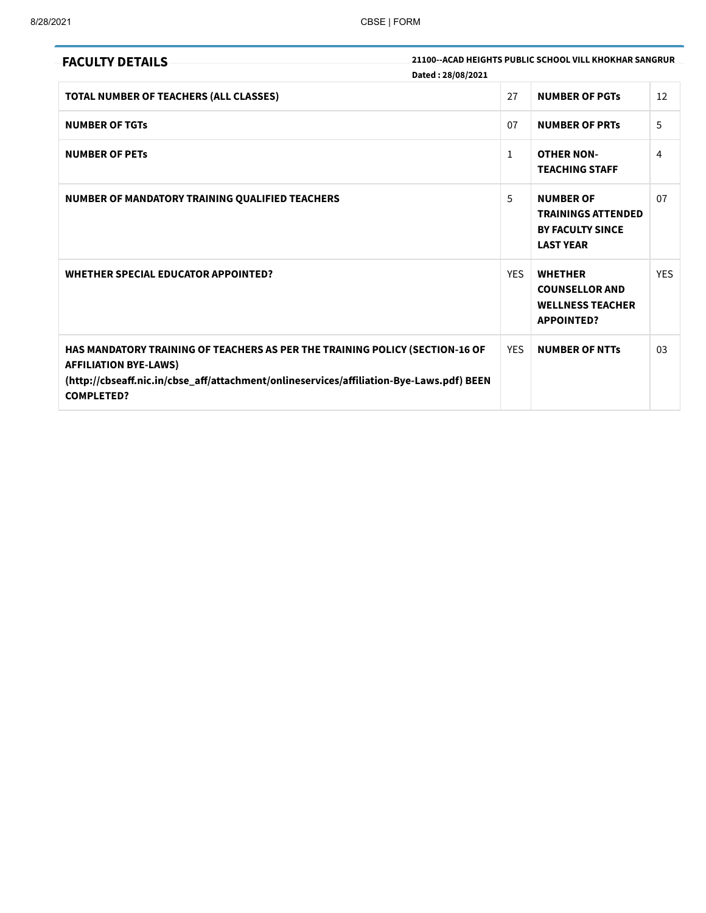## FACULTY DETAILS

**21100--ACAD HEIGHTS PUBLIC SCHOOL VILL KHOKHAR SANGRUR**

**Dated : 28/08/2021**

| | | | |
|---|---|---|---|
| **TOTAL NUMBER OF TEACHERS (ALL CLASSES)** | 27 | **NUMBER OF PGTs** | 12 |
| **NUMBER OF TGTs** | 07 | **NUMBER OF PRTs** | 5 |
| **NUMBER OF PETs** | 1 | **OTHER NON-TEACHING STAFF** | 4 |
| **NUMBER OF MANDATORY TRAINING QUALIFIED TEACHERS** | 5 | **NUMBER OF TRAININGS ATTENDED BY FACULTY SINCE LAST YEAR** | 07 |
| **WHETHER SPECIAL EDUCATOR APPOINTED?** | YES | **WHETHER COUNSELLOR AND WELLNESS TEACHER APPOINTED?** | YES |
| **HAS MANDATORY TRAINING OF TEACHERS AS PER THE TRAINING POLICY (SECTION-16 OF AFFILIATION BYE-LAWS) (http://cbseaff.nic.in/cbse_aff/attachment/onlineservices/affiliation-Bye-Laws.pdf) BEEN COMPLETED?** | YES | **NUMBER OF NTTs** | 03 |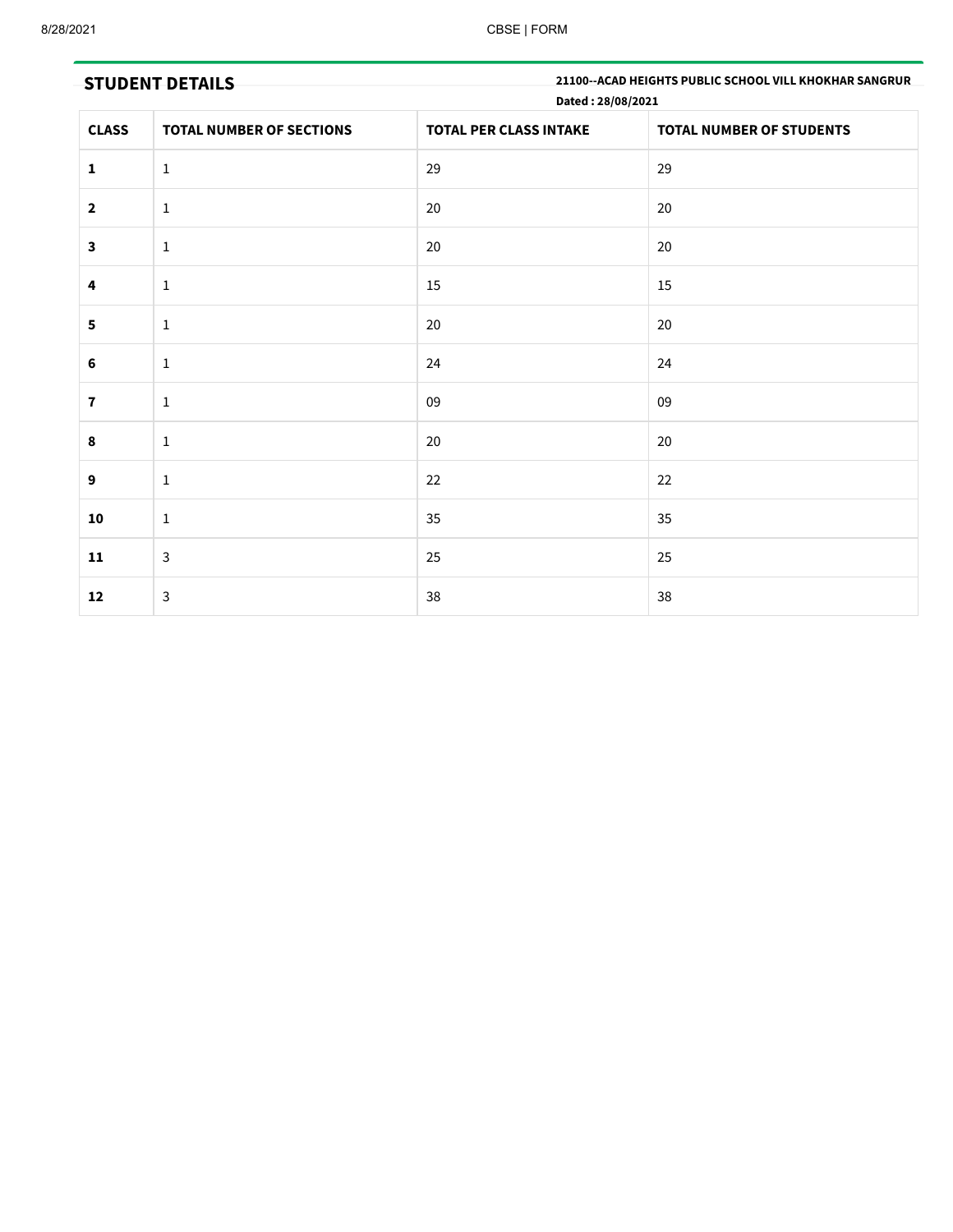## STUDENT DETAILS

**21100--ACAD HEIGHTS PUBLIC SCHOOL VILL KHOKHAR SANGRUR**

**Dated : 28/08/2021**

| CLASS | TOTAL NUMBER OF SECTIONS | TOTAL PER CLASS INTAKE | TOTAL NUMBER OF STUDENTS |
|---|---|---|---|
| **1** | 1 | 29 | 29 |
| **2** | 1 | 20 | 20 |
| **3** | 1 | 20 | 20 |
| **4** | 1 | 15 | 15 |
| **5** | 1 | 20 | 20 |
| **6** | 1 | 24 | 24 |
| **7** | 1 | 09 | 09 |
| **8** | 1 | 20 | 20 |
| **9** | 1 | 22 | 22 |
| **10** | 1 | 35 | 35 |
| **11** | 3 | 25 | 25 |
| **12** | 3 | 38 | 38 |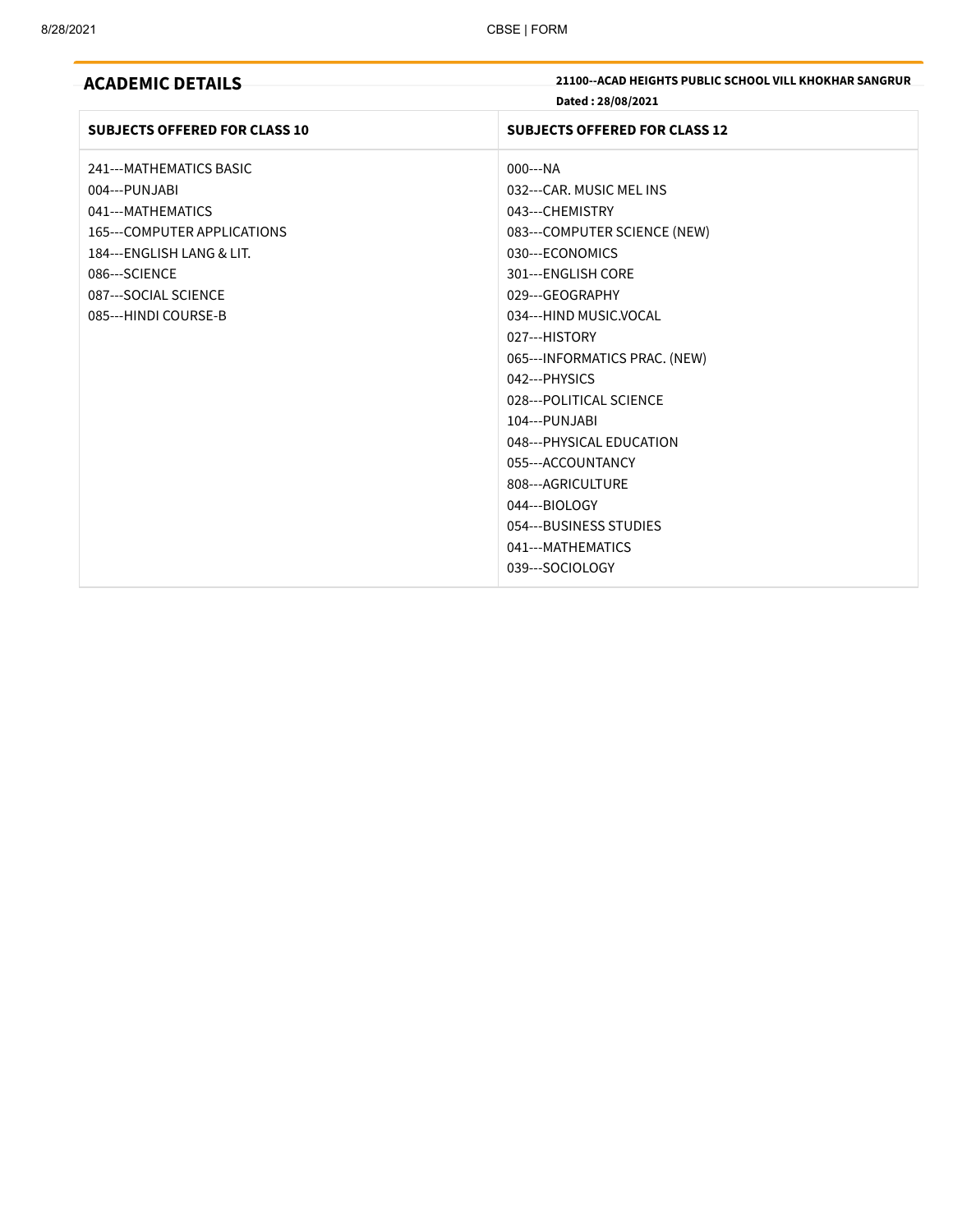## ACADEMIC DETAILS

**21100--ACAD HEIGHTS PUBLIC SCHOOL VILL KHOKHAR SANGRUR**

**Dated : 28/08/2021**

| SUBJECTS OFFERED FOR CLASS 10 | SUBJECTS OFFERED FOR CLASS 12 |
|---|---|
| 241---MATHEMATICS BASIC<br>004---PUNJABI<br>041---MATHEMATICS<br>165---COMPUTER APPLICATIONS<br>184---ENGLISH LANG & LIT.<br>086---SCIENCE<br>087---SOCIAL SCIENCE<br>085---HINDI COURSE-B | 000---NA<br>032---CAR. MUSIC MEL INS<br>043---CHEMISTRY<br>083---COMPUTER SCIENCE (NEW)<br>030---ECONOMICS<br>301---ENGLISH CORE<br>029---GEOGRAPHY<br>034---HIND MUSIC.VOCAL<br>027---HISTORY<br>065---INFORMATICS PRAC. (NEW)<br>042---PHYSICS<br>028---POLITICAL SCIENCE<br>104---PUNJABI<br>048---PHYSICAL EDUCATION<br>055---ACCOUNTANCY<br>808---AGRICULTURE<br>044---BIOLOGY<br>054---BUSINESS STUDIES<br>041---MATHEMATICS<br>039---SOCIOLOGY |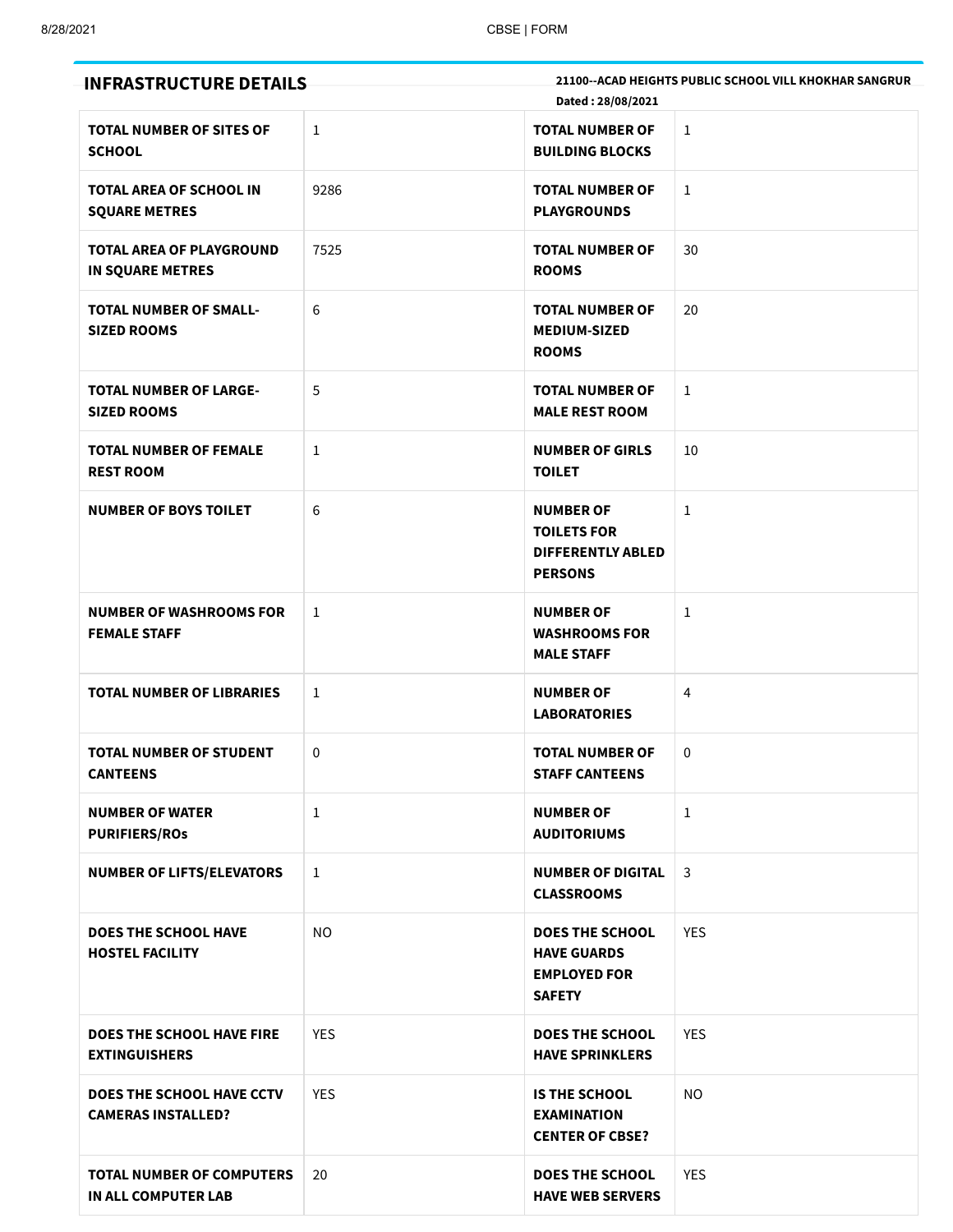## INFRASTRUCTURE DETAILS

**21100--ACAD HEIGHTS PUBLIC SCHOOL VILL KHOKHAR SANGRUR**

**Dated : 28/08/2021**

| | | | |
|---|---|---|---|
| **TOTAL NUMBER OF SITES OF SCHOOL** | 1 | **TOTAL NUMBER OF BUILDING BLOCKS** | 1 |
| **TOTAL AREA OF SCHOOL IN SQUARE METRES** | 9286 | **TOTAL NUMBER OF PLAYGROUNDS** | 1 |
| **TOTAL AREA OF PLAYGROUND IN SQUARE METRES** | 7525 | **TOTAL NUMBER OF ROOMS** | 30 |
| **TOTAL NUMBER OF SMALL-SIZED ROOMS** | 6 | **TOTAL NUMBER OF MEDIUM-SIZED ROOMS** | 20 |
| **TOTAL NUMBER OF LARGE-SIZED ROOMS** | 5 | **TOTAL NUMBER OF MALE REST ROOM** | 1 |
| **TOTAL NUMBER OF FEMALE REST ROOM** | 1 | **NUMBER OF GIRLS TOILET** | 10 |
| **NUMBER OF BOYS TOILET** | 6 | **NUMBER OF TOILETS FOR DIFFERENTLY ABLED PERSONS** | 1 |
| **NUMBER OF WASHROOMS FOR FEMALE STAFF** | 1 | **NUMBER OF WASHROOMS FOR MALE STAFF** | 1 |
| **TOTAL NUMBER OF LIBRARIES** | 1 | **NUMBER OF LABORATORIES** | 4 |
| **TOTAL NUMBER OF STUDENT CANTEENS** | 0 | **TOTAL NUMBER OF STAFF CANTEENS** | 0 |
| **NUMBER OF WATER PURIFIERS/ROs** | 1 | **NUMBER OF AUDITORIUMS** | 1 |
| **NUMBER OF LIFTS/ELEVATORS** | 1 | **NUMBER OF DIGITAL CLASSROOMS** | 3 |
| **DOES THE SCHOOL HAVE HOSTEL FACILITY** | NO | **DOES THE SCHOOL HAVE GUARDS EMPLOYED FOR SAFETY** | YES |
| **DOES THE SCHOOL HAVE FIRE EXTINGUISHERS** | YES | **DOES THE SCHOOL HAVE SPRINKLERS** | YES |
| **DOES THE SCHOOL HAVE CCTV CAMERAS INSTALLED?** | YES | **IS THE SCHOOL EXAMINATION CENTER OF CBSE?** | NO |
| **TOTAL NUMBER OF COMPUTERS IN ALL COMPUTER LAB** | 20 | **DOES THE SCHOOL HAVE WEB SERVERS** | YES |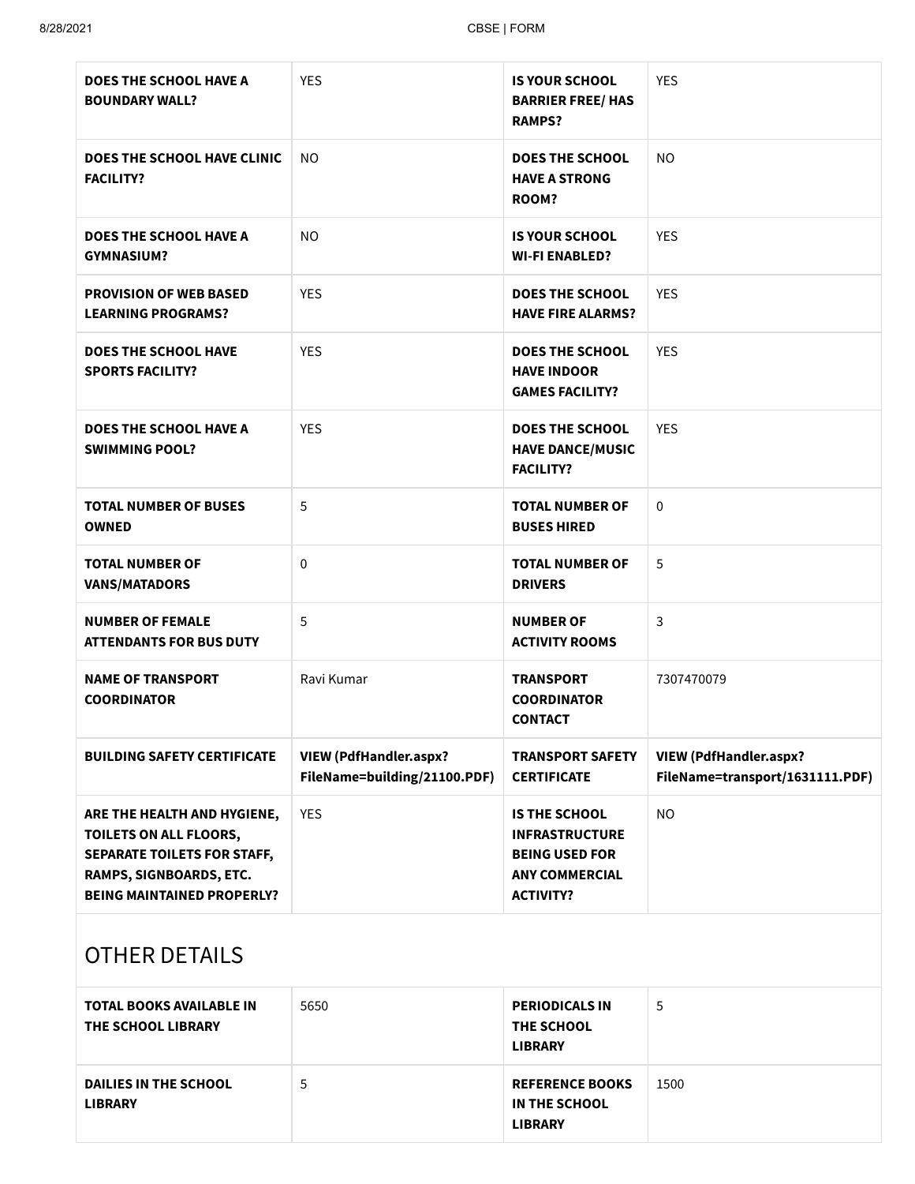| | | | |
|---|---|---|---|
| **DOES THE SCHOOL HAVE A BOUNDARY WALL?** | YES | **IS YOUR SCHOOL BARRIER FREE/ HAS RAMPS?** | YES |
| **DOES THE SCHOOL HAVE CLINIC FACILITY?** | NO | **DOES THE SCHOOL HAVE A STRONG ROOM?** | NO |
| **DOES THE SCHOOL HAVE A GYMNASIUM?** | NO | **IS YOUR SCHOOL WI-FI ENABLED?** | YES |
| **PROVISION OF WEB BASED LEARNING PROGRAMS?** | YES | **DOES THE SCHOOL HAVE FIRE ALARMS?** | YES |
| **DOES THE SCHOOL HAVE SPORTS FACILITY?** | YES | **DOES THE SCHOOL HAVE INDOOR GAMES FACILITY?** | YES |
| **DOES THE SCHOOL HAVE A SWIMMING POOL?** | YES | **DOES THE SCHOOL HAVE DANCE/MUSIC FACILITY?** | YES |
| **TOTAL NUMBER OF BUSES OWNED** | 5 | **TOTAL NUMBER OF BUSES HIRED** | 0 |
| **TOTAL NUMBER OF VANS/MATADORS** | 0 | **TOTAL NUMBER OF DRIVERS** | 5 |
| **NUMBER OF FEMALE ATTENDANTS FOR BUS DUTY** | 5 | **NUMBER OF ACTIVITY ROOMS** | 3 |
| **NAME OF TRANSPORT COORDINATOR** | Ravi Kumar | **TRANSPORT COORDINATOR CONTACT** | 7307470079 |
| **BUILDING SAFETY CERTIFICATE** | **VIEW (PdfHandler.aspx?FileName=building/21100.PDF)** | **TRANSPORT SAFETY CERTIFICATE** | **VIEW (PdfHandler.aspx?FileName=transport/1631111.PDF)** |
| **ARE THE HEALTH AND HYGIENE, TOILETS ON ALL FLOORS, SEPARATE TOILETS FOR STAFF, RAMPS, SIGNBOARDS, ETC. BEING MAINTAINED PROPERLY?** | YES | **IS THE SCHOOL INFRASTRUCTURE BEING USED FOR ANY COMMERCIAL ACTIVITY?** | NO |

## OTHER DETAILS

| | | | |
|---|---|---|---|
| **TOTAL BOOKS AVAILABLE IN THE SCHOOL LIBRARY** | 5650 | **PERIODICALS IN THE SCHOOL LIBRARY** | 5 |
| **DAILIES IN THE SCHOOL LIBRARY** | 5 | **REFERENCE BOOKS IN THE SCHOOL LIBRARY** | 1500 |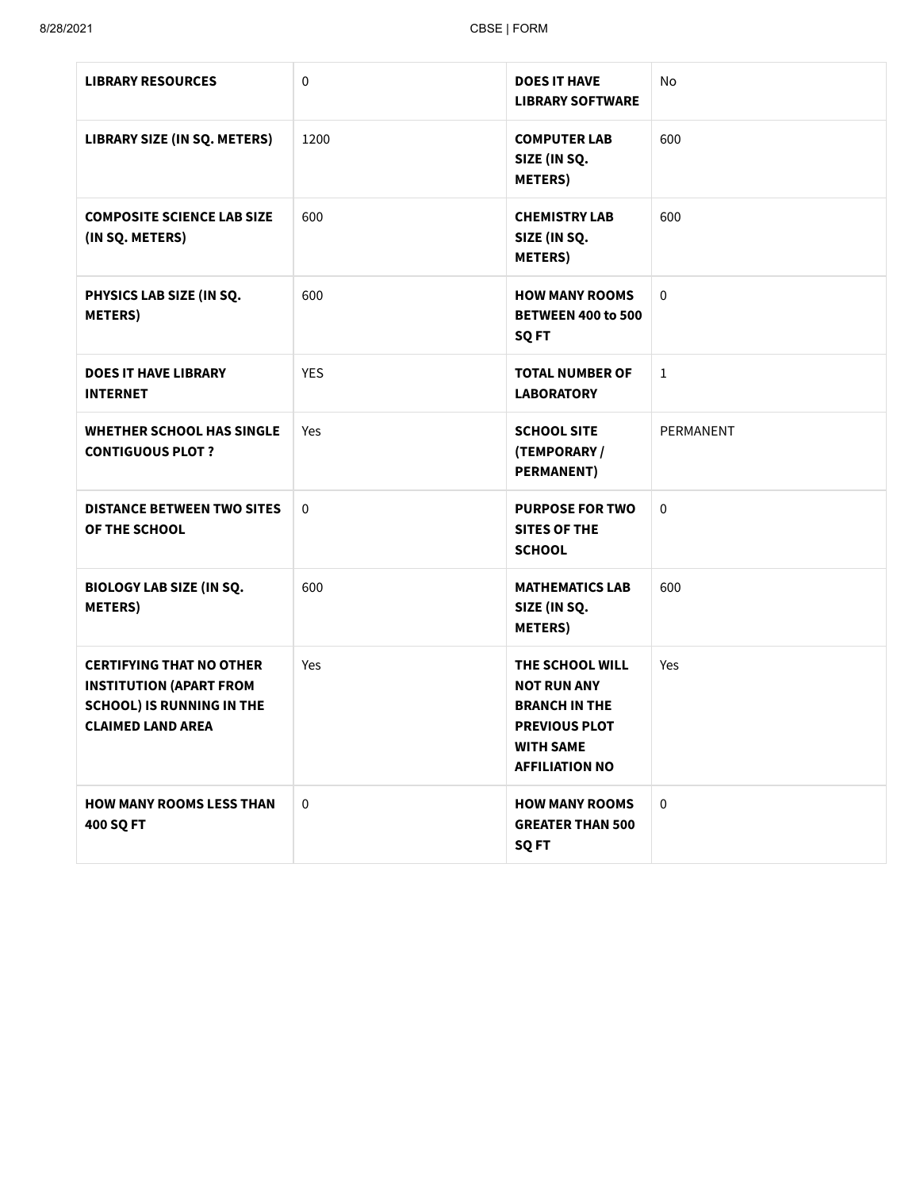| LIBRARY RESOURCES | 0 | DOES IT HAVE LIBRARY SOFTWARE | No |
|---|---|---|---|
| LIBRARY SIZE (IN SQ. METERS) | 1200 | COMPUTER LAB SIZE (IN SQ. METERS) | 600 |
| COMPOSITE SCIENCE LAB SIZE (IN SQ. METERS) | 600 | CHEMISTRY LAB SIZE (IN SQ. METERS) | 600 |
| PHYSICS LAB SIZE (IN SQ. METERS) | 600 | HOW MANY ROOMS BETWEEN 400 to 500 SQ FT | 0 |
| DOES IT HAVE LIBRARY INTERNET | YES | TOTAL NUMBER OF LABORATORY | 1 |
| WHETHER SCHOOL HAS SINGLE CONTIGUOUS PLOT ? | Yes | SCHOOL SITE (TEMPORARY / PERMANENT) | PERMANENT |
| DISTANCE BETWEEN TWO SITES OF THE SCHOOL | 0 | PURPOSE FOR TWO SITES OF THE SCHOOL | 0 |
| BIOLOGY LAB SIZE (IN SQ. METERS) | 600 | MATHEMATICS LAB SIZE (IN SQ. METERS) | 600 |
| CERTIFYING THAT NO OTHER INSTITUTION (APART FROM SCHOOL) IS RUNNING IN THE CLAIMED LAND AREA | Yes | THE SCHOOL WILL NOT RUN ANY BRANCH IN THE PREVIOUS PLOT WITH SAME AFFILIATION NO | Yes |
| HOW MANY ROOMS LESS THAN 400 SQ FT | 0 | HOW MANY ROOMS GREATER THAN 500 SQ FT | 0 |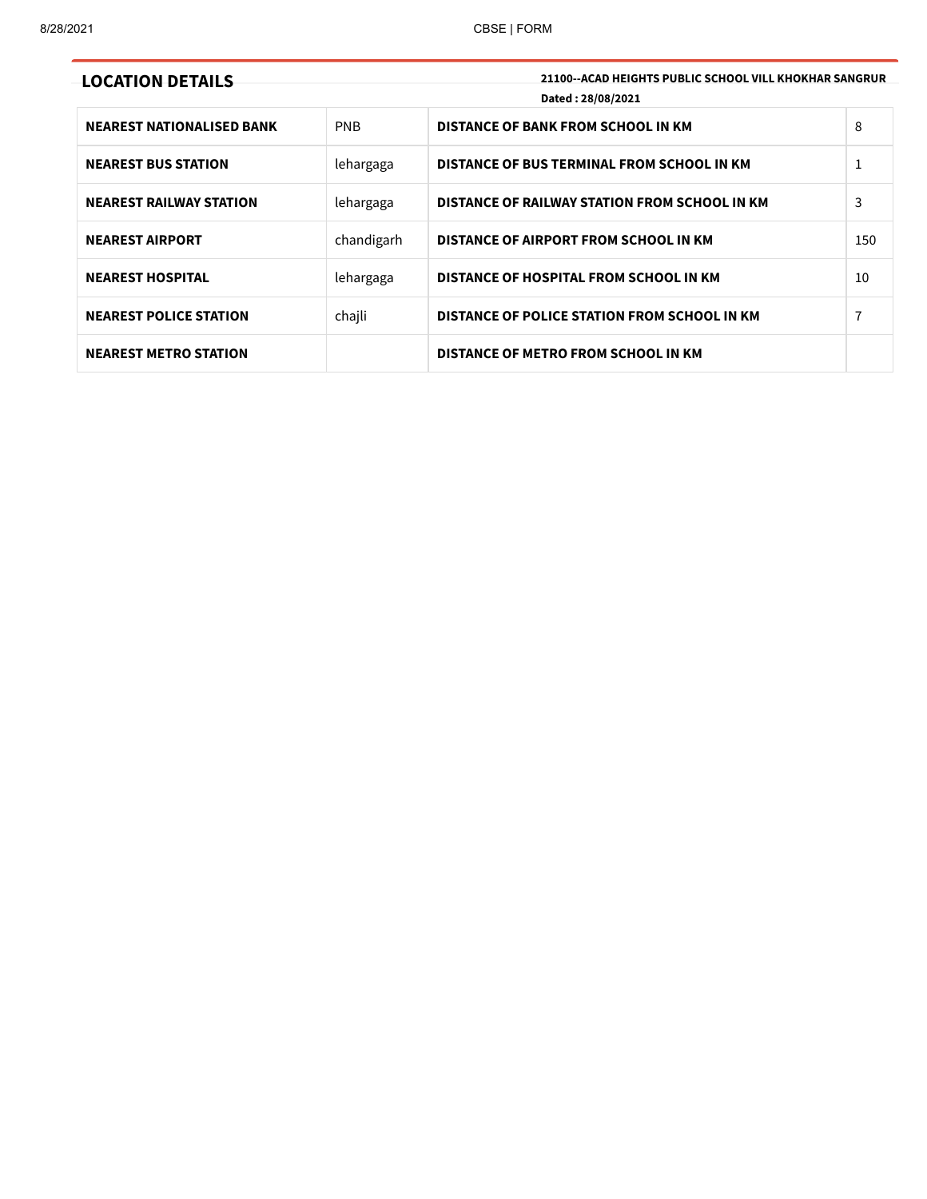## LOCATION DETAILS

**21100--ACAD HEIGHTS PUBLIC SCHOOL VILL KHOKHAR SANGRUR**

**Dated : 28/08/2021**

| | | | |
|---|---|---|---|
| **NEAREST NATIONALISED BANK** | PNB | **DISTANCE OF BANK FROM SCHOOL IN KM** | 8 |
| **NEAREST BUS STATION** | lehargaga | **DISTANCE OF BUS TERMINAL FROM SCHOOL IN KM** | 1 |
| **NEAREST RAILWAY STATION** | lehargaga | **DISTANCE OF RAILWAY STATION FROM SCHOOL IN KM** | 3 |
| **NEAREST AIRPORT** | chandigarh | **DISTANCE OF AIRPORT FROM SCHOOL IN KM** | 150 |
| **NEAREST HOSPITAL** | lehargaga | **DISTANCE OF HOSPITAL FROM SCHOOL IN KM** | 10 |
| **NEAREST POLICE STATION** | chajli | **DISTANCE OF POLICE STATION FROM SCHOOL IN KM** | 7 |
| **NEAREST METRO STATION** | | **DISTANCE OF METRO FROM SCHOOL IN KM** | |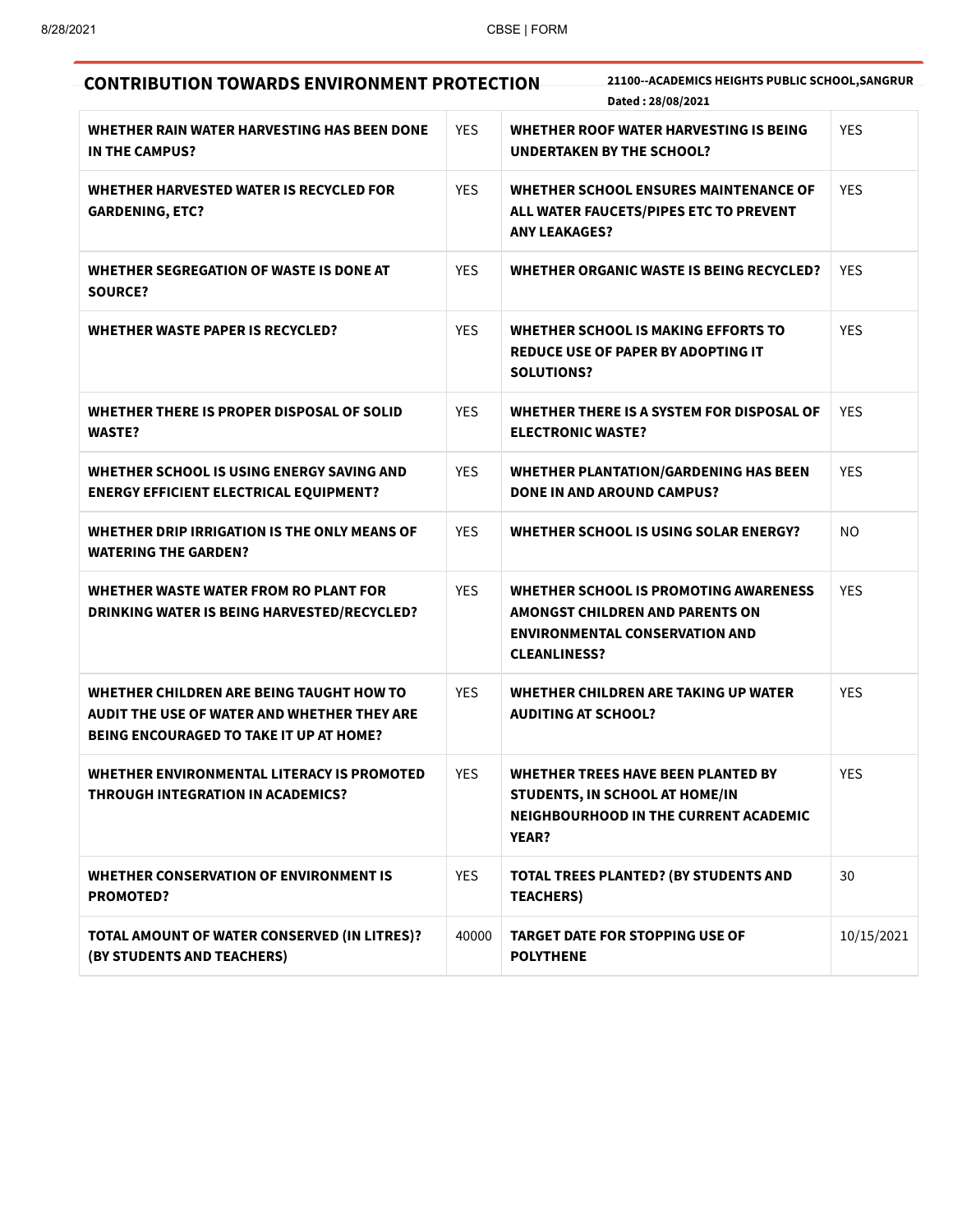## CONTRIBUTION TOWARDS ENVIRONMENT PROTECTION

**21100--ACADEMICS HEIGHTS PUBLIC SCHOOL,SANGRUR**

**Dated : 28/08/2021**

| | | | |
|---|---|---|---|
| **WHETHER RAIN WATER HARVESTING HAS BEEN DONE IN THE CAMPUS?** | YES | **WHETHER ROOF WATER HARVESTING IS BEING UNDERTAKEN BY THE SCHOOL?** | YES |
| **WHETHER HARVESTED WATER IS RECYCLED FOR GARDENING, ETC?** | YES | **WHETHER SCHOOL ENSURES MAINTENANCE OF ALL WATER FAUCETS/PIPES ETC TO PREVENT ANY LEAKAGES?** | YES |
| **WHETHER SEGREGATION OF WASTE IS DONE AT SOURCE?** | YES | **WHETHER ORGANIC WASTE IS BEING RECYCLED?** | YES |
| **WHETHER WASTE PAPER IS RECYCLED?** | YES | **WHETHER SCHOOL IS MAKING EFFORTS TO REDUCE USE OF PAPER BY ADOPTING IT SOLUTIONS?** | YES |
| **WHETHER THERE IS PROPER DISPOSAL OF SOLID WASTE?** | YES | **WHETHER THERE IS A SYSTEM FOR DISPOSAL OF ELECTRONIC WASTE?** | YES |
| **WHETHER SCHOOL IS USING ENERGY SAVING AND ENERGY EFFICIENT ELECTRICAL EQUIPMENT?** | YES | **WHETHER PLANTATION/GARDENING HAS BEEN DONE IN AND AROUND CAMPUS?** | YES |
| **WHETHER DRIP IRRIGATION IS THE ONLY MEANS OF WATERING THE GARDEN?** | YES | **WHETHER SCHOOL IS USING SOLAR ENERGY?** | NO |
| **WHETHER WASTE WATER FROM RO PLANT FOR DRINKING WATER IS BEING HARVESTED/RECYCLED?** | YES | **WHETHER SCHOOL IS PROMOTING AWARENESS AMONGST CHILDREN AND PARENTS ON ENVIRONMENTAL CONSERVATION AND CLEANLINESS?** | YES |
| **WHETHER CHILDREN ARE BEING TAUGHT HOW TO AUDIT THE USE OF WATER AND WHETHER THEY ARE BEING ENCOURAGED TO TAKE IT UP AT HOME?** | YES | **WHETHER CHILDREN ARE TAKING UP WATER AUDITING AT SCHOOL?** | YES |
| **WHETHER ENVIRONMENTAL LITERACY IS PROMOTED THROUGH INTEGRATION IN ACADEMICS?** | YES | **WHETHER TREES HAVE BEEN PLANTED BY STUDENTS, IN SCHOOL AT HOME/IN NEIGHBOURHOOD IN THE CURRENT ACADEMIC YEAR?** | YES |
| **WHETHER CONSERVATION OF ENVIRONMENT IS PROMOTED?** | YES | **TOTAL TREES PLANTED? (BY STUDENTS AND TEACHERS)** | 30 |
| **TOTAL AMOUNT OF WATER CONSERVED (IN LITRES)? (BY STUDENTS AND TEACHERS)** | 40000 | **TARGET DATE FOR STOPPING USE OF POLYTHENE** | 10/15/2021 |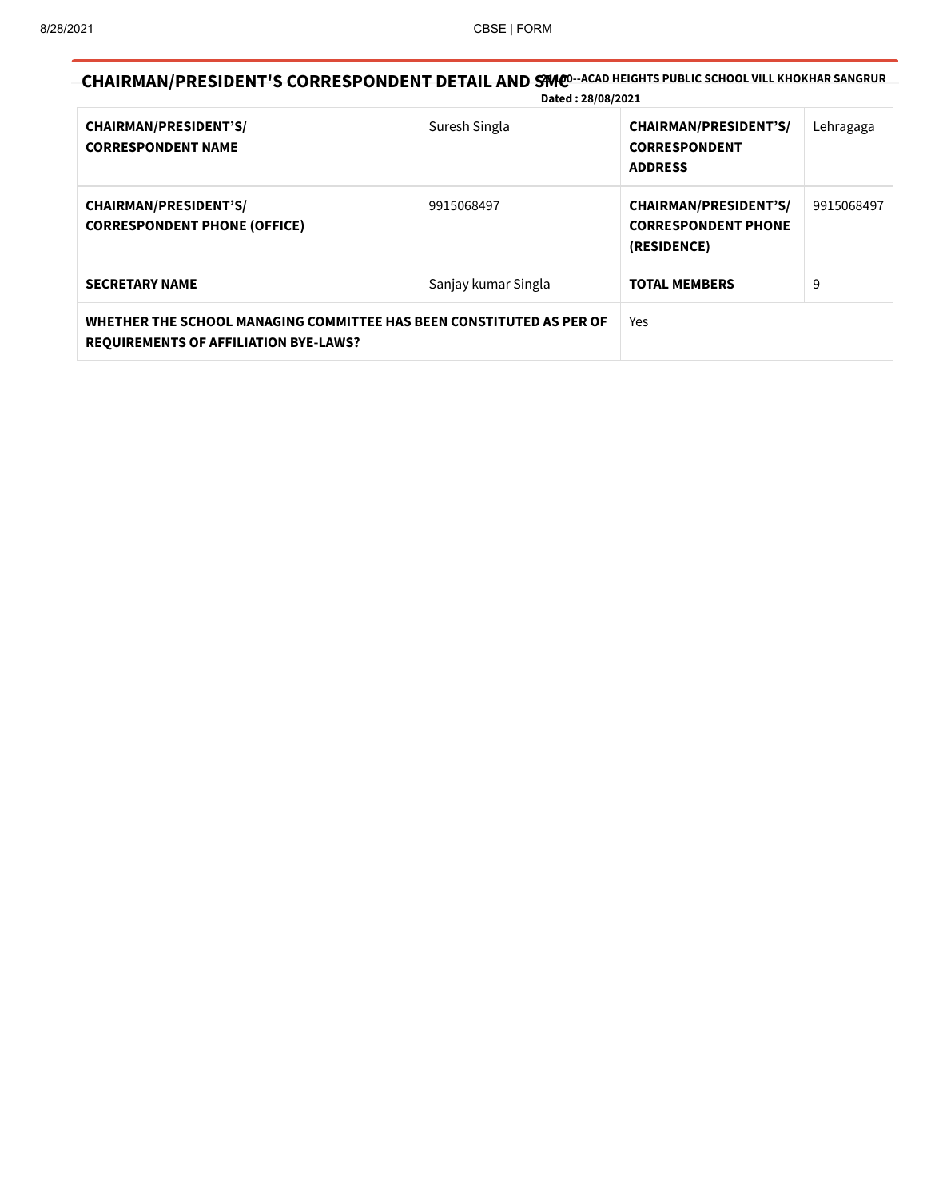## CHAIRMAN/PRESIDENT'S CORRESPONDENT DETAIL AND SMC

**ACAD HEIGHTS PUBLIC SCHOOL VILL KHOKHAR SANGRUR**
**Dated : 28/08/2021**

| | | | |
|---|---|---|---|
| **CHAIRMAN/PRESIDENT'S/ CORRESPONDENT NAME** | Suresh Singla | **CHAIRMAN/PRESIDENT'S/ CORRESPONDENT ADDRESS** | Lehragaga |
| **CHAIRMAN/PRESIDENT'S/ CORRESPONDENT PHONE (OFFICE)** | 9915068497 | **CHAIRMAN/PRESIDENT'S/ CORRESPONDENT PHONE (RESIDENCE)** | 9915068497 |
| **SECRETARY NAME** | Sanjay kumar Singla | **TOTAL MEMBERS** | 9 |
| **WHETHER THE SCHOOL MANAGING COMMITTEE HAS BEEN CONSTITUTED AS PER OF REQUIREMENTS OF AFFILIATION BYE-LAWS?** | | Yes | |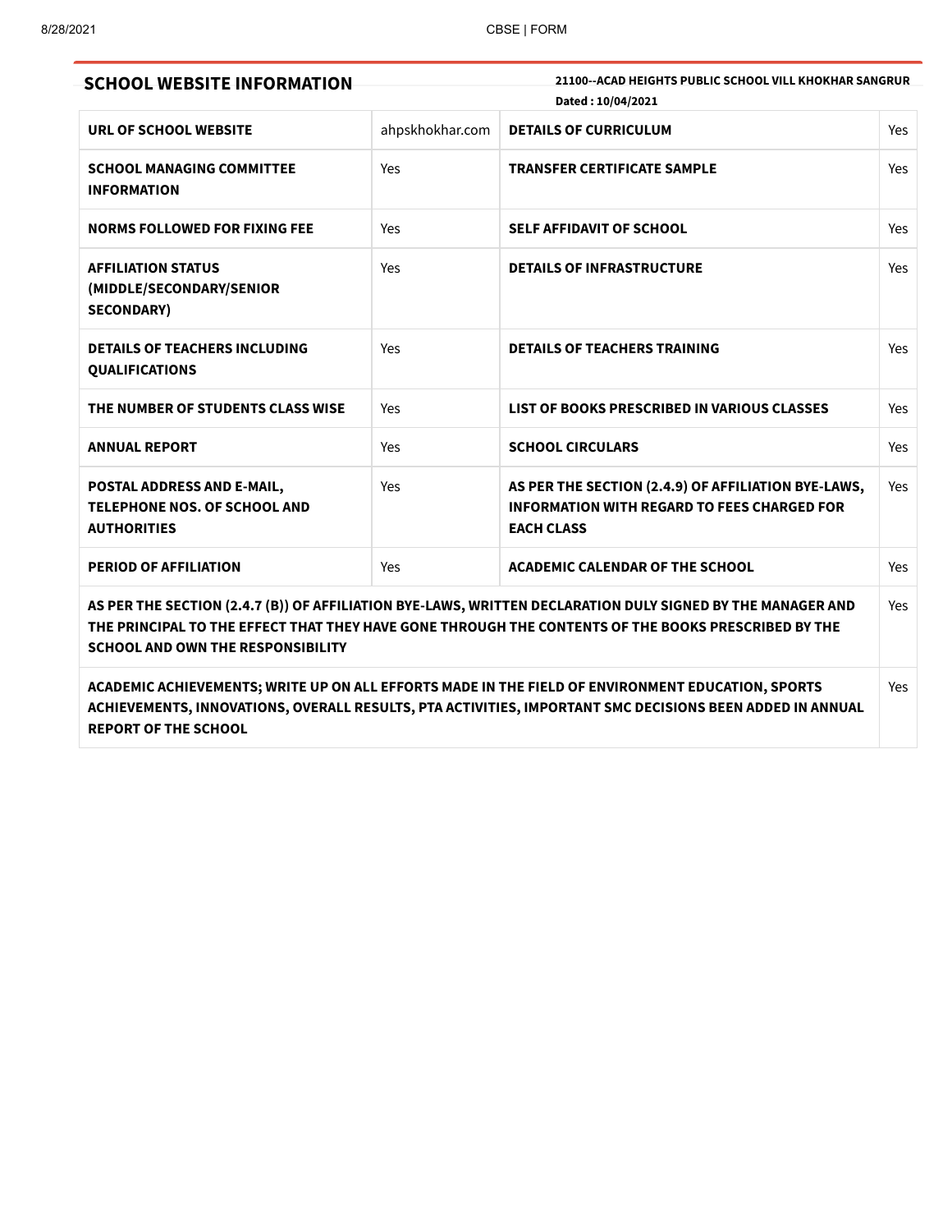## SCHOOL WEBSITE INFORMATION

**21100--ACAD HEIGHTS PUBLIC SCHOOL VILL KHOKHAR SANGRUR**

**Dated : 10/04/2021**

| | | | |
|---|---|---|---|
| **URL OF SCHOOL WEBSITE** | ahpskhokhar.com | **DETAILS OF CURRICULUM** | Yes |
| **SCHOOL MANAGING COMMITTEE INFORMATION** | Yes | **TRANSFER CERTIFICATE SAMPLE** | Yes |
| **NORMS FOLLOWED FOR FIXING FEE** | Yes | **SELF AFFIDAVIT OF SCHOOL** | Yes |
| **AFFILIATION STATUS (MIDDLE/SECONDARY/SENIOR SECONDARY)** | Yes | **DETAILS OF INFRASTRUCTURE** | Yes |
| **DETAILS OF TEACHERS INCLUDING QUALIFICATIONS** | Yes | **DETAILS OF TEACHERS TRAINING** | Yes |
| **THE NUMBER OF STUDENTS CLASS WISE** | Yes | **LIST OF BOOKS PRESCRIBED IN VARIOUS CLASSES** | Yes |
| **ANNUAL REPORT** | Yes | **SCHOOL CIRCULARS** | Yes |
| **POSTAL ADDRESS AND E-MAIL, TELEPHONE NOS. OF SCHOOL AND AUTHORITIES** | Yes | **AS PER THE SECTION (2.4.9) OF AFFILIATION BYE-LAWS, INFORMATION WITH REGARD TO FEES CHARGED FOR EACH CLASS** | Yes |
| **PERIOD OF AFFILIATION** | Yes | **ACADEMIC CALENDAR OF THE SCHOOL** | Yes |

| | |
|---|---|
| **AS PER THE SECTION (2.4.7 (B)) OF AFFILIATION BYE-LAWS, WRITTEN DECLARATION DULY SIGNED BY THE MANAGER AND THE PRINCIPAL TO THE EFFECT THAT THEY HAVE GONE THROUGH THE CONTENTS OF THE BOOKS PRESCRIBED BY THE SCHOOL AND OWN THE RESPONSIBILITY** | Yes |
| **ACADEMIC ACHIEVEMENTS; WRITE UP ON ALL EFFORTS MADE IN THE FIELD OF ENVIRONMENT EDUCATION, SPORTS ACHIEVEMENTS, INNOVATIONS, OVERALL RESULTS, PTA ACTIVITIES, IMPORTANT SMC DECISIONS BEEN ADDED IN ANNUAL REPORT OF THE SCHOOL** | Yes |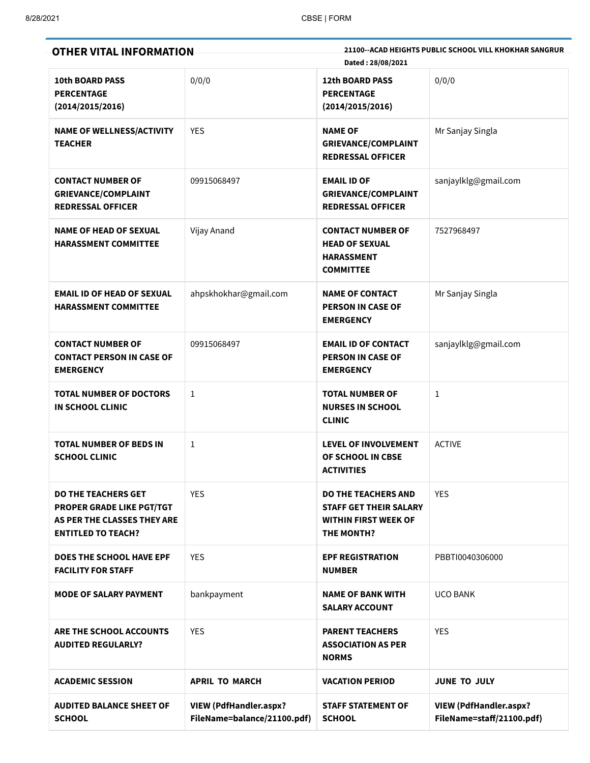## OTHER VITAL INFORMATION

**21100--ACAD HEIGHTS PUBLIC SCHOOL VILL KHOKHAR SANGRUR**

**Dated : 28/08/2021**

| | | | |
|---|---|---|---|
| **10th BOARD PASS PERCENTAGE (2014/2015/2016)** | 0/0/0 | **12th BOARD PASS PERCENTAGE (2014/2015/2016)** | 0/0/0 |
| **NAME OF WELLNESS/ACTIVITY TEACHER** | YES | **NAME OF GRIEVANCE/COMPLAINT REDRESSAL OFFICER** | Mr Sanjay Singla |
| **CONTACT NUMBER OF GRIEVANCE/COMPLAINT REDRESSAL OFFICER** | 09915068497 | **EMAIL ID OF GRIEVANCE/COMPLAINT REDRESSAL OFFICER** | sanjaylklg@gmail.com |
| **NAME OF HEAD OF SEXUAL HARASSMENT COMMITTEE** | Vijay Anand | **CONTACT NUMBER OF HEAD OF SEXUAL HARASSMENT COMMITTEE** | 7527968497 |
| **EMAIL ID OF HEAD OF SEXUAL HARASSMENT COMMITTEE** | ahpskhokhar@gmail.com | **NAME OF CONTACT PERSON IN CASE OF EMERGENCY** | Mr Sanjay Singla |
| **CONTACT NUMBER OF CONTACT PERSON IN CASE OF EMERGENCY** | 09915068497 | **EMAIL ID OF CONTACT PERSON IN CASE OF EMERGENCY** | sanjaylklg@gmail.com |
| **TOTAL NUMBER OF DOCTORS IN SCHOOL CLINIC** | 1 | **TOTAL NUMBER OF NURSES IN SCHOOL CLINIC** | 1 |
| **TOTAL NUMBER OF BEDS IN SCHOOL CLINIC** | 1 | **LEVEL OF INVOLVEMENT OF SCHOOL IN CBSE ACTIVITIES** | ACTIVE |
| **DO THE TEACHERS GET PROPER GRADE LIKE PGT/TGT AS PER THE CLASSES THEY ARE ENTITLED TO TEACH?** | YES | **DO THE TEACHERS AND STAFF GET THEIR SALARY WITHIN FIRST WEEK OF THE MONTH?** | YES |
| **DOES THE SCHOOL HAVE EPF FACILITY FOR STAFF** | YES | **EPF REGISTRATION NUMBER** | PBBTI0040306000 |
| **MODE OF SALARY PAYMENT** | bankpayment | **NAME OF BANK WITH SALARY ACCOUNT** | UCO BANK |
| **ARE THE SCHOOL ACCOUNTS AUDITED REGULARLY?** | YES | **PARENT TEACHERS ASSOCIATION AS PER NORMS** | YES |
| **ACADEMIC SESSION** | **APRIL TO MARCH** | **VACATION PERIOD** | **JUNE TO JULY** |
| **AUDITED BALANCE SHEET OF SCHOOL** | **VIEW (PdfHandler.aspx?FileName=balance/21100.pdf)** | **STAFF STATEMENT OF SCHOOL** | **VIEW (PdfHandler.aspx?FileName=staff/21100.pdf)** |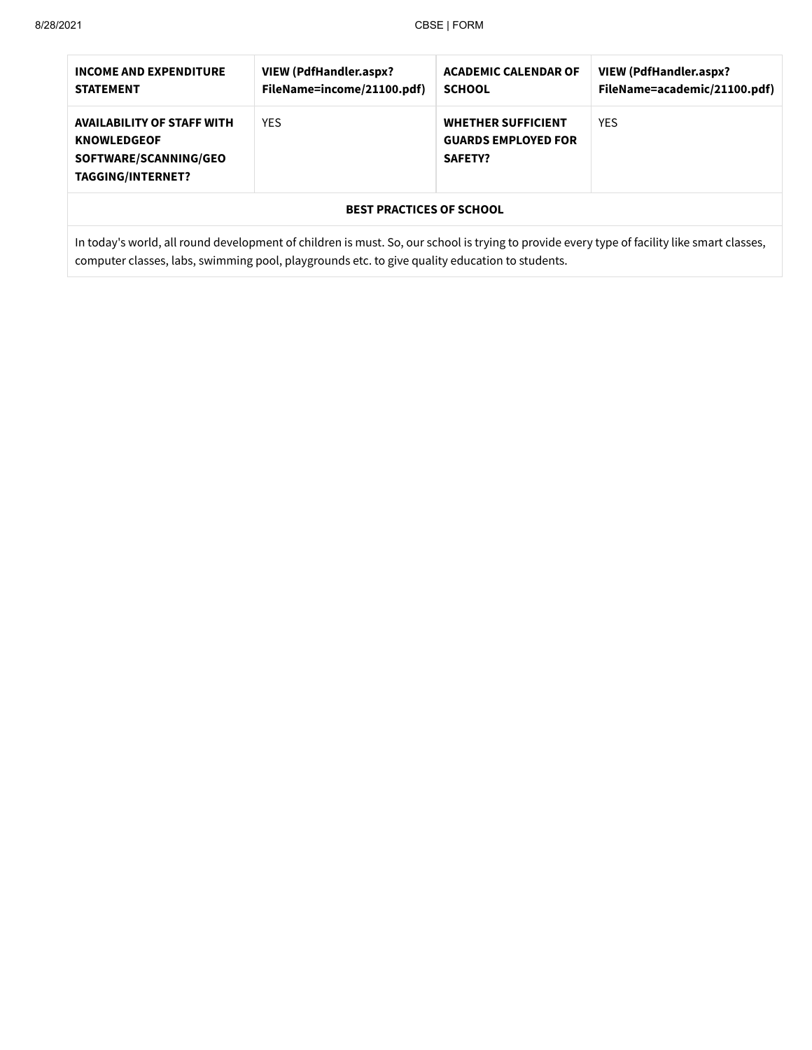| **INCOME AND EXPENDITURE STATEMENT** | **VIEW (PdfHandler.aspx?FileName=income/21100.pdf)** | **ACADEMIC CALENDAR OF SCHOOL** | **VIEW (PdfHandler.aspx?FileName=academic/21100.pdf)** |
|---|---|---|---|
| **AVAILABILITY OF STAFF WITH KNOWLEDGEOF SOFTWARE/SCANNING/GEO TAGGING/INTERNET?** | YES | **WHETHER SUFFICIENT GUARDS EMPLOYED FOR SAFETY?** | YES |

**BEST PRACTICES OF SCHOOL**

In today's world, all round development of children is must. So, our school is trying to provide every type of facility like smart classes, computer classes, labs, swimming pool, playgrounds etc. to give quality education to students.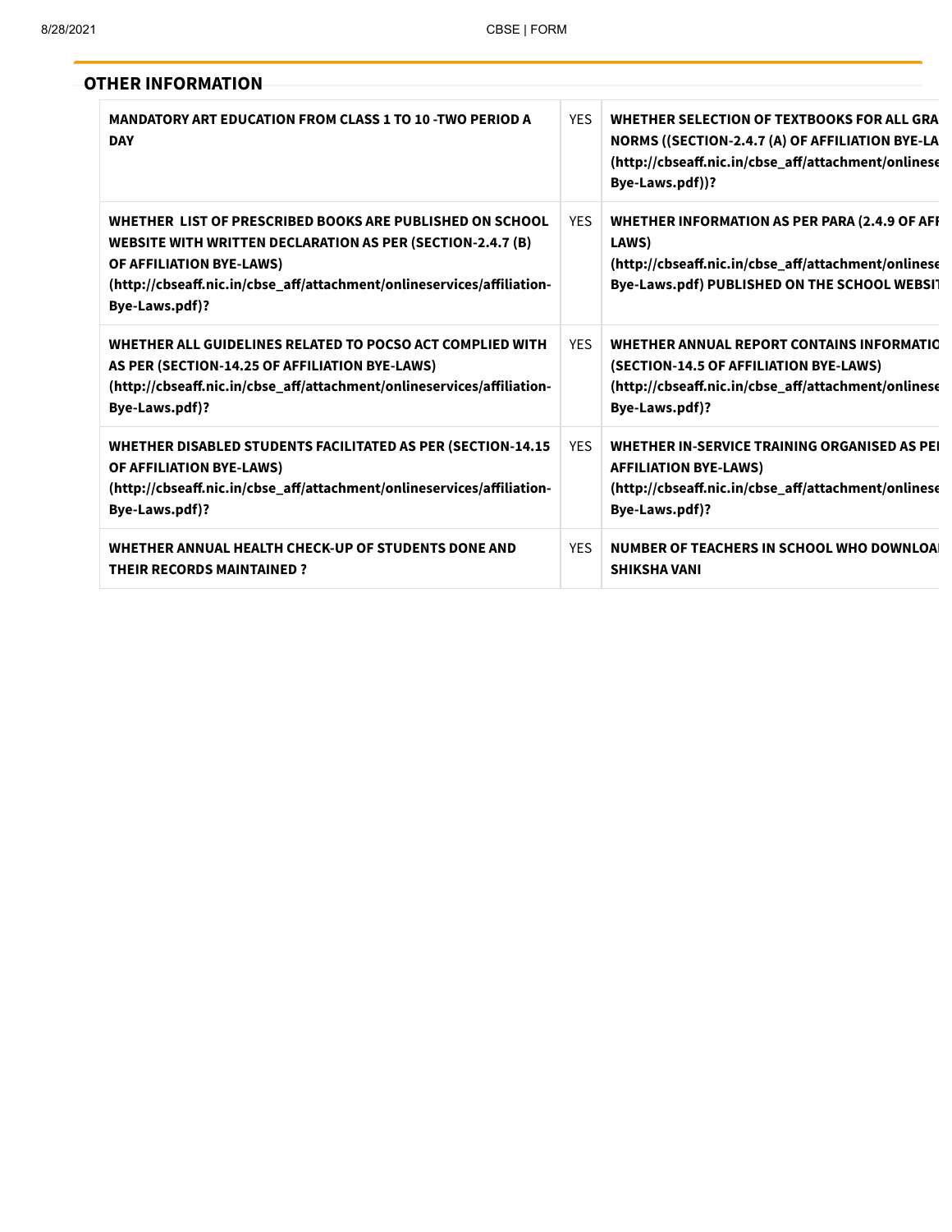## OTHER INFORMATION

| | | |
|---|---|---|
| MANDATORY ART EDUCATION FROM CLASS 1 TO 10 -TWO PERIOD A DAY | YES | WHETHER SELECTION OF TEXTBOOKS FOR ALL GRA NORMS ((SECTION-2.4.7 (A) OF AFFILIATION BYE-LA (http://cbseaff.nic.in/cbse_aff/attachment/onlinese Bye-Laws.pdf))? |
| WHETHER LIST OF PRESCRIBED BOOKS ARE PUBLISHED ON SCHOOL WEBSITE WITH WRITTEN DECLARATION AS PER (SECTION-2.4.7 (B) OF AFFILIATION BYE-LAWS) (http://cbseaff.nic.in/cbse_aff/attachment/onlineservices/affiliation-Bye-Laws.pdf)? | YES | WHETHER INFORMATION AS PER PARA (2.4.9 OF AFF LAWS) (http://cbseaff.nic.in/cbse_aff/attachment/onlinese Bye-Laws.pdf) PUBLISHED ON THE SCHOOL WEBSIT |
| WHETHER ALL GUIDELINES RELATED TO POCSO ACT COMPLIED WITH AS PER (SECTION-14.25 OF AFFILIATION BYE-LAWS) (http://cbseaff.nic.in/cbse_aff/attachment/onlineservices/affiliation-Bye-Laws.pdf)? | YES | WHETHER ANNUAL REPORT CONTAINS INFORMATIO (SECTION-14.5 OF AFFILIATION BYE-LAWS) (http://cbseaff.nic.in/cbse_aff/attachment/onlinese Bye-Laws.pdf)? |
| WHETHER DISABLED STUDENTS FACILITATED AS PER (SECTION-14.15 OF AFFILIATION BYE-LAWS) (http://cbseaff.nic.in/cbse_aff/attachment/onlineservices/affiliation-Bye-Laws.pdf)? | YES | WHETHER IN-SERVICE TRAINING ORGANISED AS PE AFFILIATION BYE-LAWS) (http://cbseaff.nic.in/cbse_aff/attachment/onlinese Bye-Laws.pdf)? |
| WHETHER ANNUAL HEALTH CHECK-UP OF STUDENTS DONE AND THEIR RECORDS MAINTAINED ? | YES | NUMBER OF TEACHERS IN SCHOOL WHO DOWNLOA SHIKSHA VANI |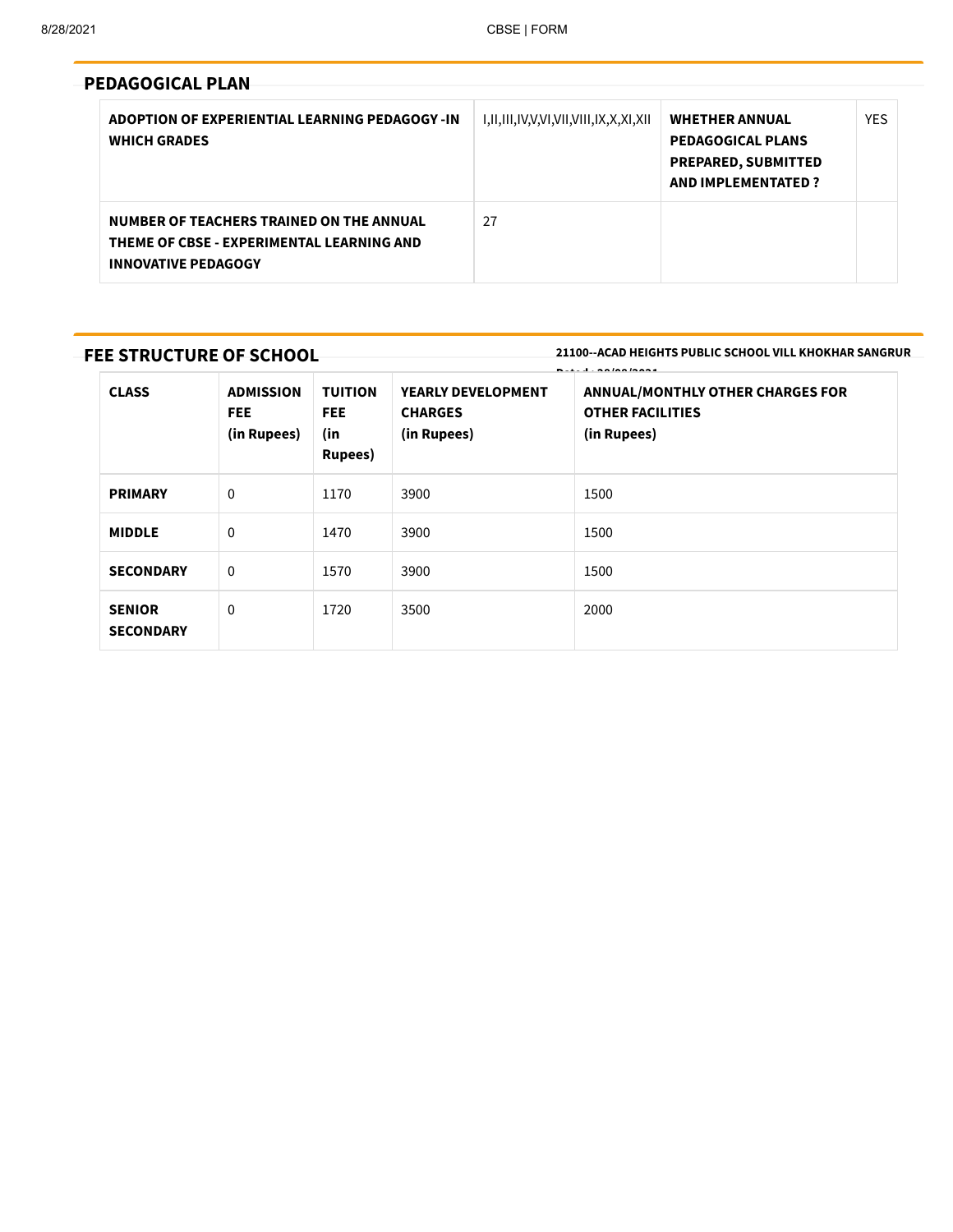## PEDAGOGICAL PLAN

| ADOPTION OF EXPERIENTIAL LEARNING PEDAGOGY -IN WHICH GRADES | I,II,III,IV,V,VI,VII,VIII,IX,X,XI,XII | WHETHER ANNUAL PEDAGOGICAL PLANS PREPARED, SUBMITTED AND IMPLEMENTATED ? | YES |
|---|---|---|---|
| NUMBER OF TEACHERS TRAINED ON THE ANNUAL THEME OF CBSE - EXPERIMENTAL LEARNING AND INNOVATIVE PEDAGOGY | 27 | | |

## FEE STRUCTURE OF SCHOOL

**21100--ACAD HEIGHTS PUBLIC SCHOOL VILL KHOKHAR SANGRUR**

| CLASS | ADMISSION FEE (in Rupees) | TUITION FEE (in Rupees) | YEARLY DEVELOPMENT CHARGES (in Rupees) | ANNUAL/MONTHLY OTHER CHARGES FOR OTHER FACILITIES (in Rupees) |
|---|---|---|---|---|
| PRIMARY | 0 | 1170 | 3900 | 1500 |
| MIDDLE | 0 | 1470 | 3900 | 1500 |
| SECONDARY | 0 | 1570 | 3900 | 1500 |
| SENIOR SECONDARY | 0 | 1720 | 3500 | 2000 |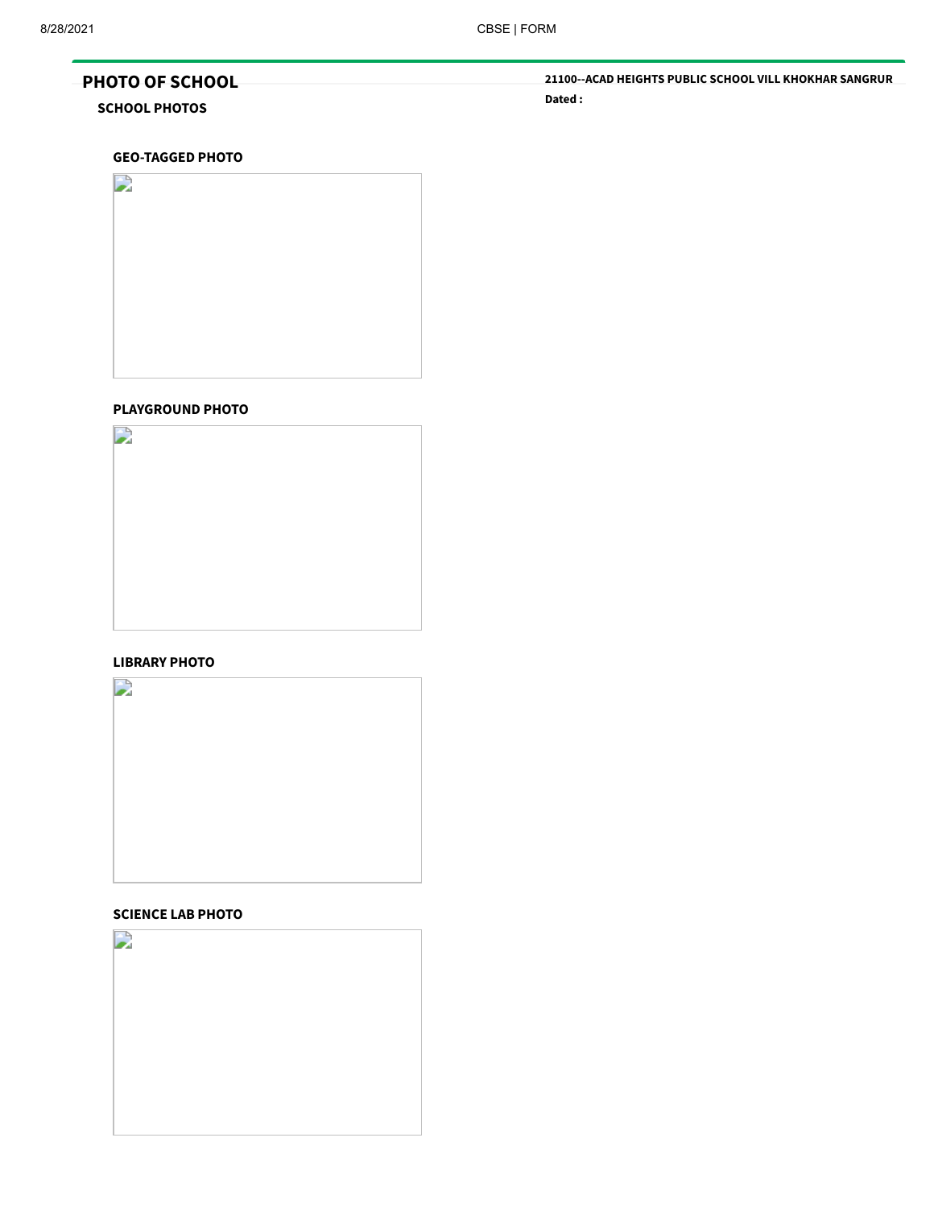## PHOTO OF SCHOOL

**21100--ACAD HEIGHTS PUBLIC SCHOOL VILL KHOKHAR SANGRUR**

**Dated :**

### SCHOOL PHOTOS

**GEO-TAGGED PHOTO**

**PLAYGROUND PHOTO**

**LIBRARY PHOTO**

**SCIENCE LAB PHOTO**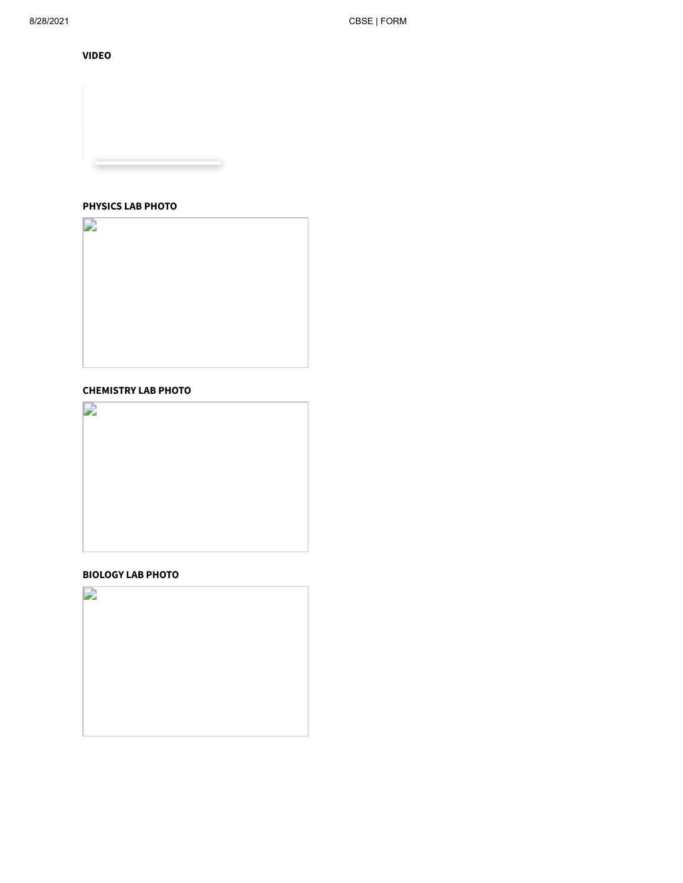**VIDEO**

**PHYSICS LAB PHOTO**

**CHEMISTRY LAB PHOTO**

**BIOLOGY LAB PHOTO**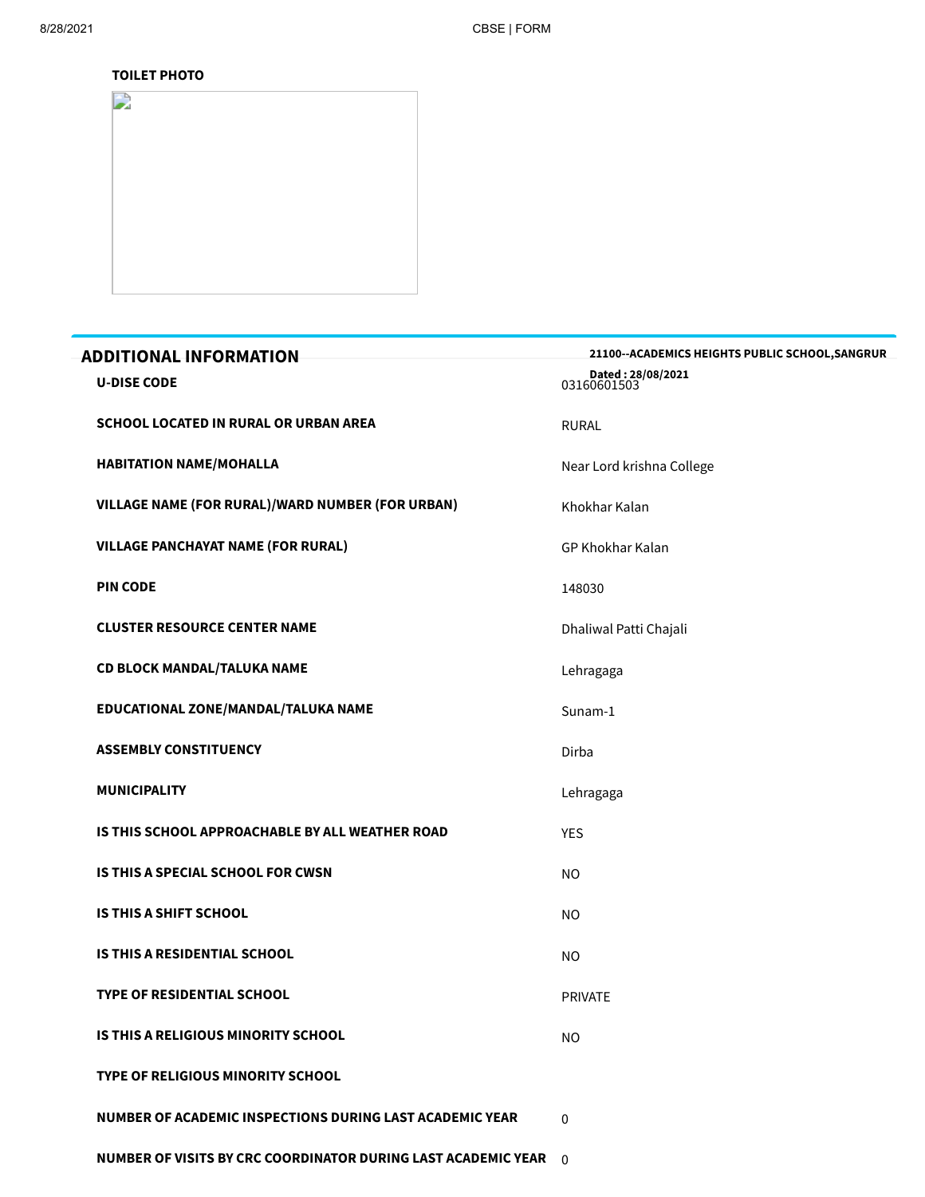**TOILET PHOTO**

## ADDITIONAL INFORMATION

**21100--ACADEMICS HEIGHTS PUBLIC SCHOOL,SANGRUR**

**Dated : 28/08/2021**

| | |
|---|---|
| **U-DISE CODE** | 03160601503 |
| **SCHOOL LOCATED IN RURAL OR URBAN AREA** | RURAL |
| **HABITATION NAME/MOHALLA** | Near Lord krishna College |
| **VILLAGE NAME (FOR RURAL)/WARD NUMBER (FOR URBAN)** | Khokhar Kalan |
| **VILLAGE PANCHAYAT NAME (FOR RURAL)** | GP Khokhar Kalan |
| **PIN CODE** | 148030 |
| **CLUSTER RESOURCE CENTER NAME** | Dhaliwal Patti Chajali |
| **CD BLOCK MANDAL/TALUKA NAME** | Lehragaga |
| **EDUCATIONAL ZONE/MANDAL/TALUKA NAME** | Sunam-1 |
| **ASSEMBLY CONSTITUENCY** | Dirba |
| **MUNICIPALITY** | Lehragaga |
| **IS THIS SCHOOL APPROACHABLE BY ALL WEATHER ROAD** | YES |
| **IS THIS A SPECIAL SCHOOL FOR CWSN** | NO |
| **IS THIS A SHIFT SCHOOL** | NO |
| **IS THIS A RESIDENTIAL SCHOOL** | NO |
| **TYPE OF RESIDENTIAL SCHOOL** | PRIVATE |
| **IS THIS A RELIGIOUS MINORITY SCHOOL** | NO |
| **TYPE OF RELIGIOUS MINORITY SCHOOL** | |
| **NUMBER OF ACADEMIC INSPECTIONS DURING LAST ACADEMIC YEAR** | 0 |
| **NUMBER OF VISITS BY CRC COORDINATOR DURING LAST ACADEMIC YEAR** | 0 |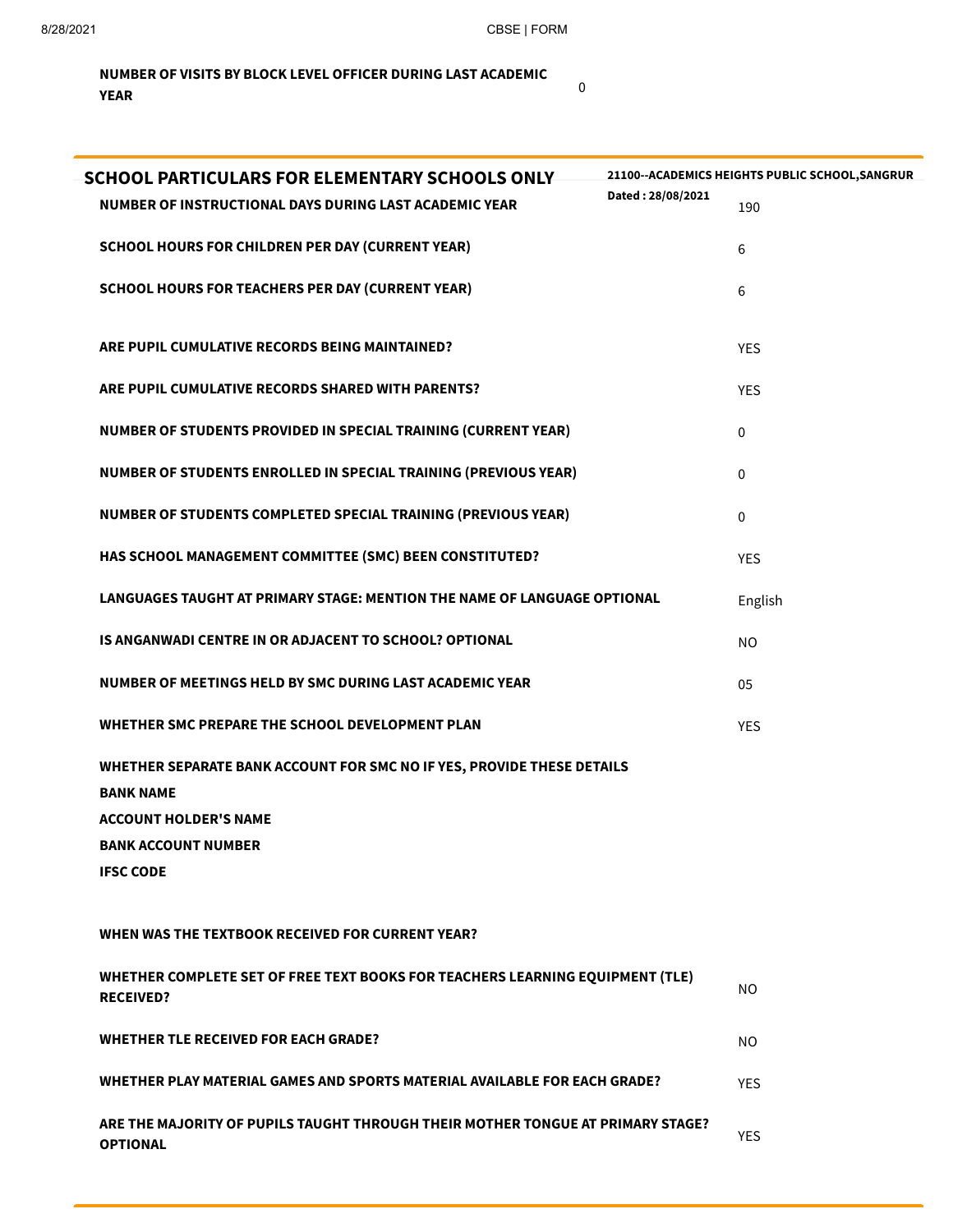| | |
|---|---|
| NUMBER OF VISITS BY BLOCK LEVEL OFFICER DURING LAST ACADEMIC YEAR | 0 |

## SCHOOL PARTICULARS FOR ELEMENTARY SCHOOLS ONLY

**21100--ACADEMICS HEIGHTS PUBLIC SCHOOL,SANGRUR**
**Dated : 28/08/2021**

| | |
|---|---|
| **NUMBER OF INSTRUCTIONAL DAYS DURING LAST ACADEMIC YEAR** | 190 |
| **SCHOOL HOURS FOR CHILDREN PER DAY (CURRENT YEAR)** | 6 |
| **SCHOOL HOURS FOR TEACHERS PER DAY (CURRENT YEAR)** | 6 |
| **ARE PUPIL CUMULATIVE RECORDS BEING MAINTAINED?** | YES |
| **ARE PUPIL CUMULATIVE RECORDS SHARED WITH PARENTS?** | YES |
| **NUMBER OF STUDENTS PROVIDED IN SPECIAL TRAINING (CURRENT YEAR)** | 0 |
| **NUMBER OF STUDENTS ENROLLED IN SPECIAL TRAINING (PREVIOUS YEAR)** | 0 |
| **NUMBER OF STUDENTS COMPLETED SPECIAL TRAINING (PREVIOUS YEAR)** | 0 |
| **HAS SCHOOL MANAGEMENT COMMITTEE (SMC) BEEN CONSTITUTED?** | YES |
| **LANGUAGES TAUGHT AT PRIMARY STAGE: MENTION THE NAME OF LANGUAGE OPTIONAL** | English |
| **IS ANGANWADI CENTRE IN OR ADJACENT TO SCHOOL? OPTIONAL** | NO |
| **NUMBER OF MEETINGS HELD BY SMC DURING LAST ACADEMIC YEAR** | 05 |
| **WHETHER SMC PREPARE THE SCHOOL DEVELOPMENT PLAN** | YES |
| **WHETHER SEPARATE BANK ACCOUNT FOR SMC NO IF YES, PROVIDE THESE DETAILS** | |
| **BANK NAME** | |
| **ACCOUNT HOLDER'S NAME** | |
| **BANK ACCOUNT NUMBER** | |
| **IFSC CODE** | |
| **WHEN WAS THE TEXTBOOK RECEIVED FOR CURRENT YEAR?** | |
| **WHETHER COMPLETE SET OF FREE TEXT BOOKS FOR TEACHERS LEARNING EQUIPMENT (TLE) RECEIVED?** | NO |
| **WHETHER TLE RECEIVED FOR EACH GRADE?** | NO |
| **WHETHER PLAY MATERIAL GAMES AND SPORTS MATERIAL AVAILABLE FOR EACH GRADE?** | YES |
| **ARE THE MAJORITY OF PUPILS TAUGHT THROUGH THEIR MOTHER TONGUE AT PRIMARY STAGE? OPTIONAL** | YES |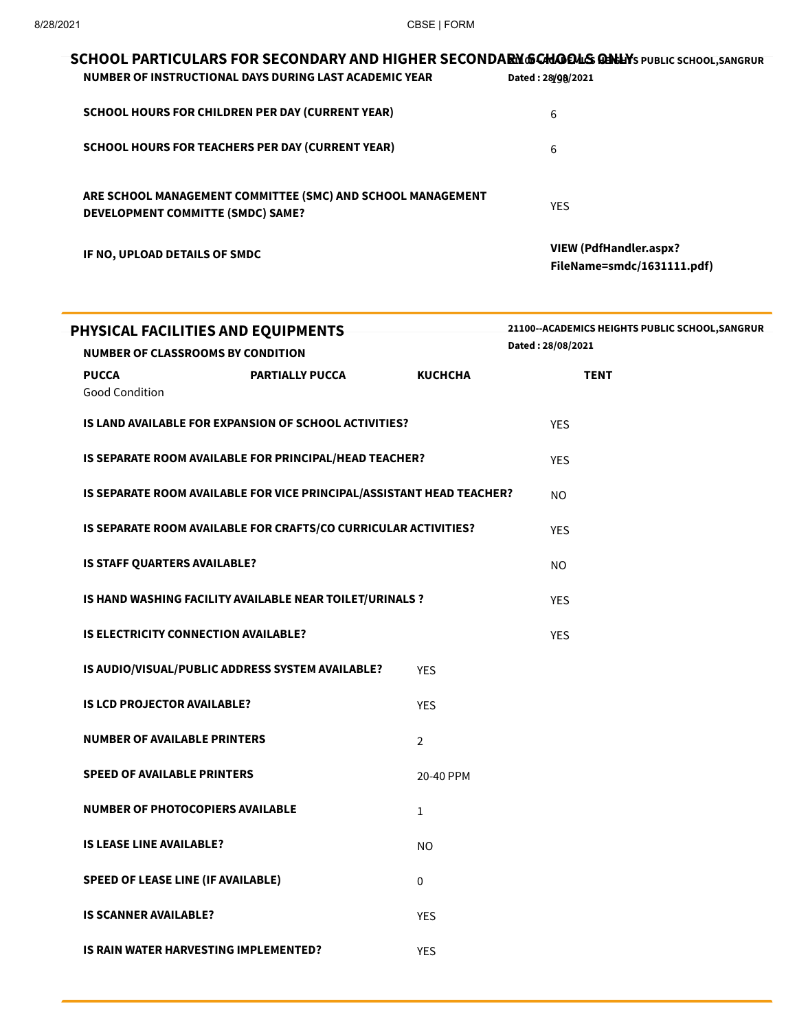## SCHOOL PARTICULARS FOR SECONDARY AND HIGHER SECONDARY SCHOOLS ONLY

21100--ACADEMICS HEIGHTS PUBLIC SCHOOL,SANGRUR
Dated : 28/08/2021

| | |
|---|---|
| **NUMBER OF INSTRUCTIONAL DAYS DURING LAST ACADEMIC YEAR** | 198 |
| **SCHOOL HOURS FOR CHILDREN PER DAY (CURRENT YEAR)** | 6 |
| **SCHOOL HOURS FOR TEACHERS PER DAY (CURRENT YEAR)** | 6 |
| **ARE SCHOOL MANAGEMENT COMMITTEE (SMC) AND SCHOOL MANAGEMENT DEVELOPMENT COMMITTE (SMDC) SAME?** | YES |
| **IF NO, UPLOAD DETAILS OF SMDC** | **VIEW (PdfHandler.aspx?FileName=smdc/1631111.pdf)** |

## PHYSICAL FACILITIES AND EQUIPMENTS

21100--ACADEMICS HEIGHTS PUBLIC SCHOOL,SANGRUR
Dated : 28/08/2021

**NUMBER OF CLASSROOMS BY CONDITION**

| PUCCA | PARTIALLY PUCCA | KUCHCHA | TENT |
|---|---|---|---|
| Good Condition | | | |

| | |
|---|---|
| **IS LAND AVAILABLE FOR EXPANSION OF SCHOOL ACTIVITIES?** | YES |
| **IS SEPARATE ROOM AVAILABLE FOR PRINCIPAL/HEAD TEACHER?** | YES |
| **IS SEPARATE ROOM AVAILABLE FOR VICE PRINCIPAL/ASSISTANT HEAD TEACHER?** | NO |
| **IS SEPARATE ROOM AVAILABLE FOR CRAFTS/CO CURRICULAR ACTIVITIES?** | YES |
| **IS STAFF QUARTERS AVAILABLE?** | NO |
| **IS HAND WASHING FACILITY AVAILABLE NEAR TOILET/URINALS ?** | YES |
| **IS ELECTRICITY CONNECTION AVAILABLE?** | YES |
| **IS AUDIO/VISUAL/PUBLIC ADDRESS SYSTEM AVAILABLE?** | YES |
| **IS LCD PROJECTOR AVAILABLE?** | YES |
| **NUMBER OF AVAILABLE PRINTERS** | 2 |
| **SPEED OF AVAILABLE PRINTERS** | 20-40 PPM |
| **NUMBER OF PHOTOCOPIERS AVAILABLE** | 1 |
| **IS LEASE LINE AVAILABLE?** | NO |
| **SPEED OF LEASE LINE (IF AVAILABLE)** | 0 |
| **IS SCANNER AVAILABLE?** | YES |
| **IS RAIN WATER HARVESTING IMPLEMENTED?** | YES |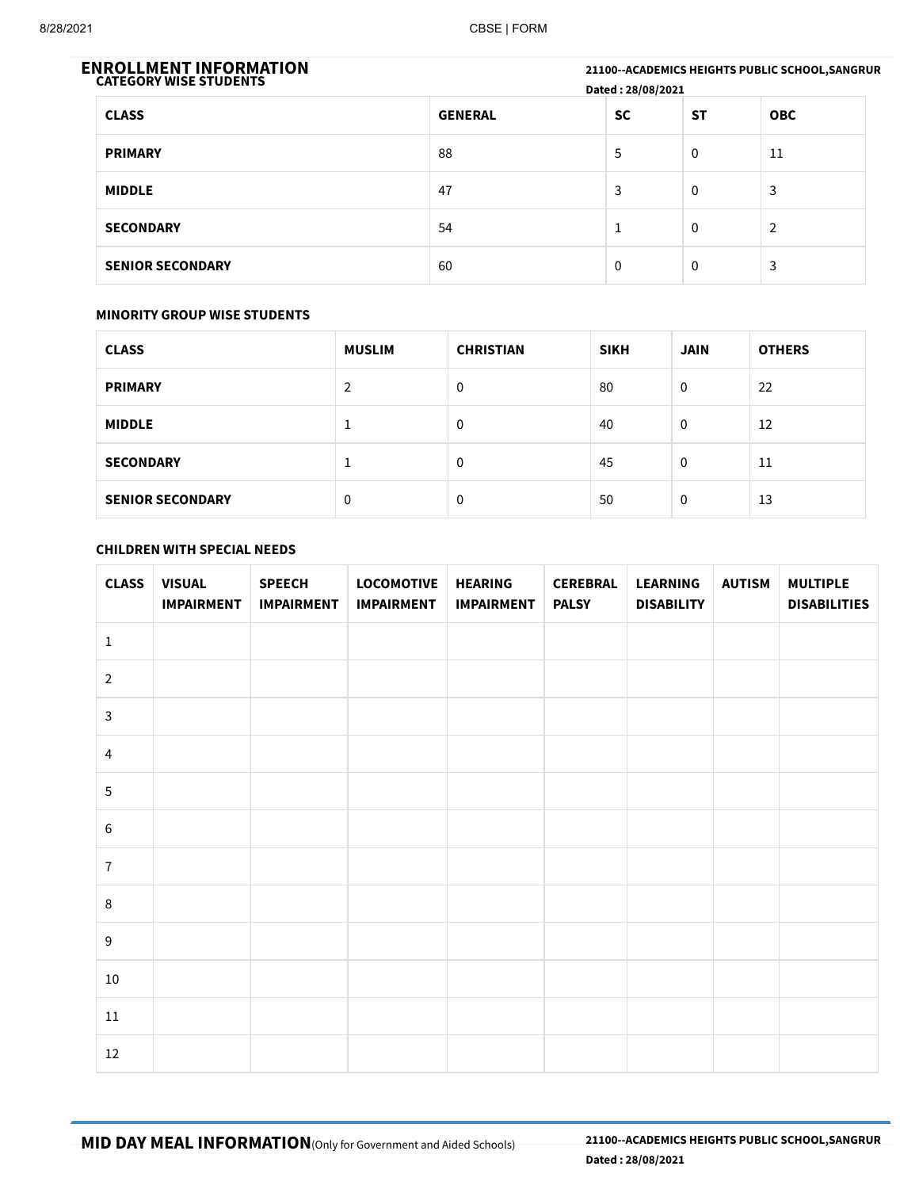## ENROLLMENT INFORMATION

**21100--ACADEMICS HEIGHTS PUBLIC SCHOOL,SANGRUR**

**Dated : 28/08/2021**

### CATEGORY WISE STUDENTS

| CLASS | GENERAL | SC | ST | OBC |
|---|---|---|---|---|
| PRIMARY | 88 | 5 | 0 | 11 |
| MIDDLE | 47 | 3 | 0 | 3 |
| SECONDARY | 54 | 1 | 0 | 2 |
| SENIOR SECONDARY | 60 | 0 | 0 | 3 |

### MINORITY GROUP WISE STUDENTS

| CLASS | MUSLIM | CHRISTIAN | SIKH | JAIN | OTHERS |
|---|---|---|---|---|---|
| PRIMARY | 2 | 0 | 80 | 0 | 22 |
| MIDDLE | 1 | 0 | 40 | 0 | 12 |
| SECONDARY | 1 | 0 | 45 | 0 | 11 |
| SENIOR SECONDARY | 0 | 0 | 50 | 0 | 13 |

### CHILDREN WITH SPECIAL NEEDS

| CLASS | VISUAL IMPAIRMENT | SPEECH IMPAIRMENT | LOCOMOTIVE IMPAIRMENT | HEARING IMPAIRMENT | CEREBRAL PALSY | LEARNING DISABILITY | AUTISM | MULTIPLE DISABILITIES |
|---|---|---|---|---|---|---|---|---|
| 1 | | | | | | | | |
| 2 | | | | | | | | |
| 3 | | | | | | | | |
| 4 | | | | | | | | |
| 5 | | | | | | | | |
| 6 | | | | | | | | |
| 7 | | | | | | | | |
| 8 | | | | | | | | |
| 9 | | | | | | | | |
| 10 | | | | | | | | |
| 11 | | | | | | | | |
| 12 | | | | | | | | |

## MID DAY MEAL INFORMATION (Only for Government and Aided Schools)

**21100--ACADEMICS HEIGHTS PUBLIC SCHOOL,SANGRUR**

**Dated : 28/08/2021**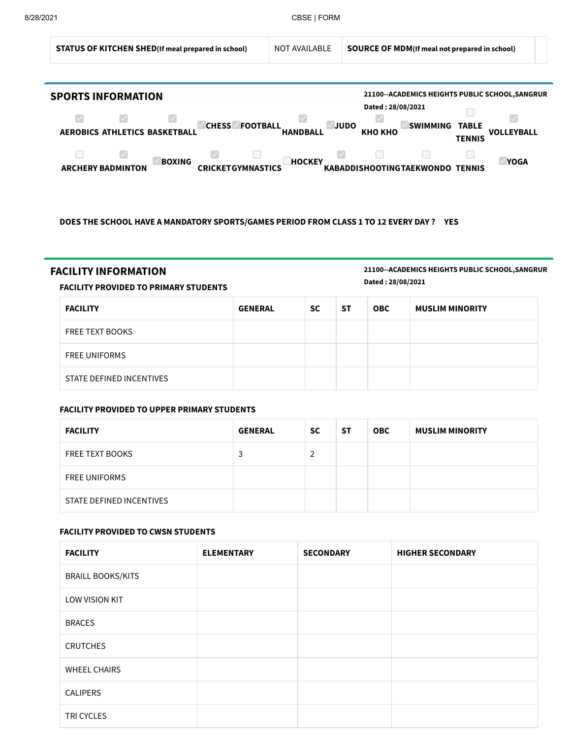| STATUS OF KITCHEN SHED(If meal prepared in school) | NOT AVAILABLE | SOURCE OF MDM(If meal not prepared in school) | |
|---|---|---|---|

## SPORTS INFORMATION

21100--ACADEMICS HEIGHTS PUBLIC SCHOOL,SANGRUR

Dated : 28/08/2021

- [x] AEROBICS
- [x] ATHLETICS
- [x] BASKETBALL
- [x] CHESS
- [x] FOOTBALL
- [x] HANDBALL
- [x] JUDO
- [x] KHO KHO
- [x] SWIMMING
- [ ] TABLE TENNIS
- [x] VOLLEYBALL
- [ ] ARCHERY
- [x] BADMINTON
- [x] BOXING
- [x] CRICKET
- [ ] GYMNASTICS
- [ ] HOCKEY
- [x] KABADDI
- [ ] SHOOTING
- [ ] TAEKWONDO
- [ ] TENNIS
- [x] YOGA

**DOES THE SCHOOL HAVE A MANDATORY SPORTS/GAMES PERIOD FROM CLASS 1 TO 12 EVERY DAY ? YES**

## FACILITY INFORMATION

21100--ACADEMICS HEIGHTS PUBLIC SCHOOL,SANGRUR

Dated : 28/08/2021

### FACILITY PROVIDED TO PRIMARY STUDENTS

| FACILITY | GENERAL | SC | ST | OBC | MUSLIM MINORITY |
|---|---|---|---|---|---|
| FREE TEXT BOOKS | | | | | |
| FREE UNIFORMS | | | | | |
| STATE DEFINED INCENTIVES | | | | | |

### FACILITY PROVIDED TO UPPER PRIMARY STUDENTS

| FACILITY | GENERAL | SC | ST | OBC | MUSLIM MINORITY |
|---|---|---|---|---|---|
| FREE TEXT BOOKS | 3 | 2 | | | |
| FREE UNIFORMS | | | | | |
| STATE DEFINED INCENTIVES | | | | | |

### FACILITY PROVIDED TO CWSN STUDENTS

| FACILITY | ELEMENTARY | SECONDARY | HIGHER SECONDARY |
|---|---|---|---|
| BRAILL BOOKS/KITS | | | |
| LOW VISION KIT | | | |
| BRACES | | | |
| CRUTCHES | | | |
| WHEEL CHAIRS | | | |
| CALIPERS | | | |
| TRI CYCLES | | | |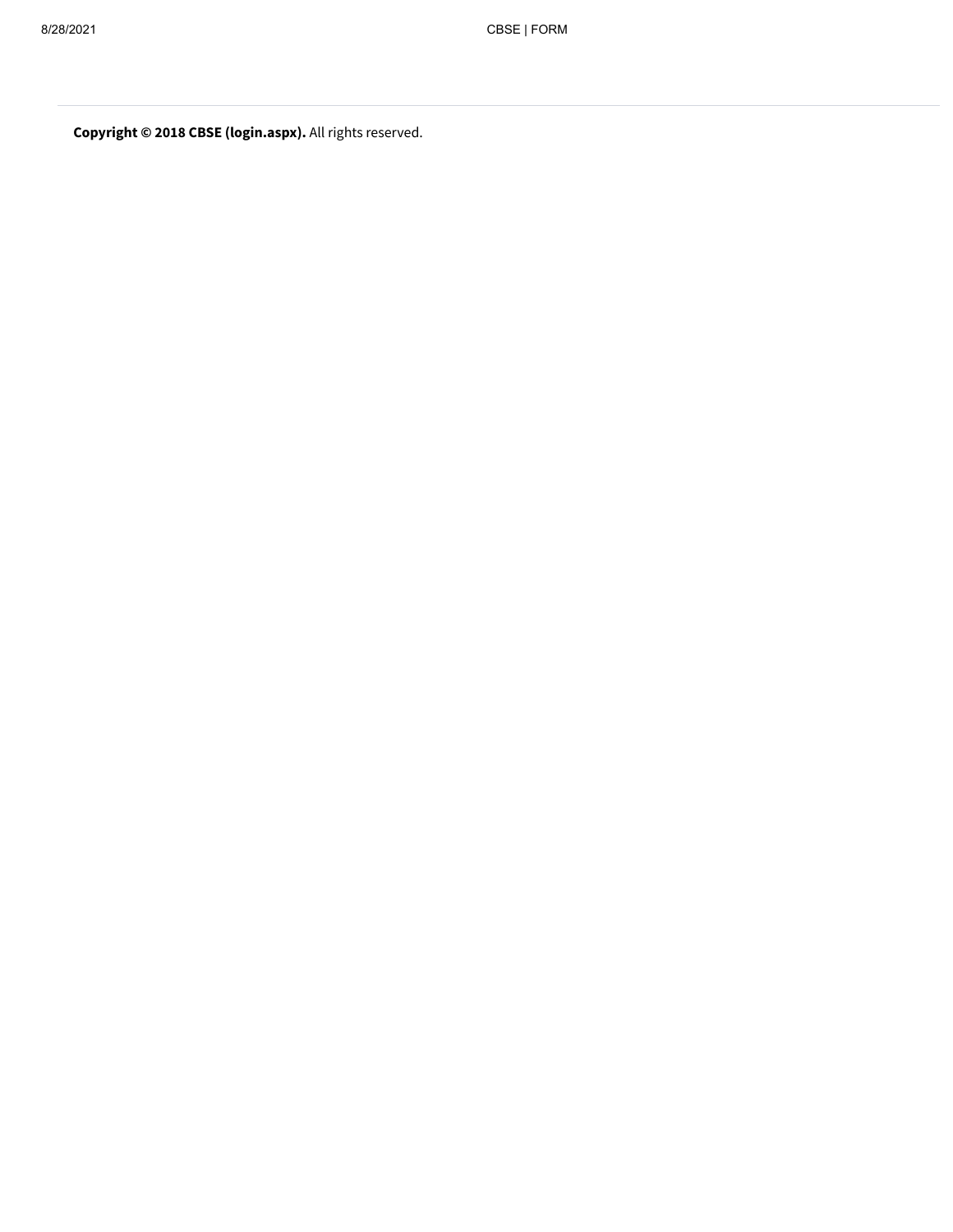**Copyright © 2018 CBSE (login.aspx).** All rights reserved.